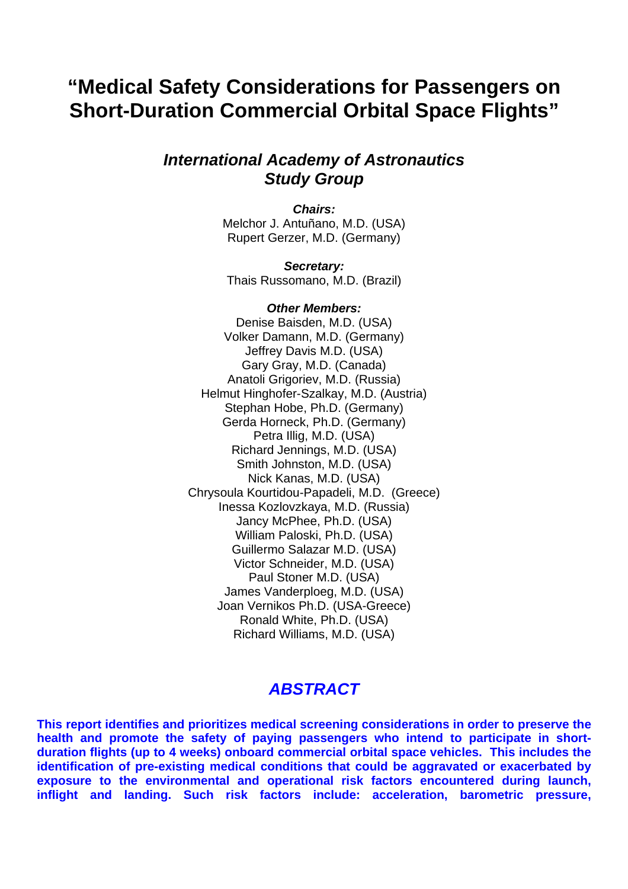# "Medical Safety Considerations for Passengers on Short-Duration Commercial Orbital Space Flights"

## *International Academy of Astronautics Study Group*

***Chairs:***
Melchor J. Antuñano, M.D. (USA)
Rupert Gerzer, M.D. (Germany)

***Secretary:***
Thais Russomano, M.D. (Brazil)

***Other Members:***
Denise Baisden, M.D. (USA)
Volker Damann, M.D. (Germany)
Jeffrey Davis M.D. (USA)
Gary Gray, M.D. (Canada)
Anatoli Grigoriev, M.D. (Russia)
Helmut Hinghofer-Szalkay, M.D. (Austria)
Stephan Hobe, Ph.D. (Germany)
Gerda Horneck, Ph.D. (Germany)
Petra Illig, M.D. (USA)
Richard Jennings, M.D. (USA)
Smith Johnston, M.D. (USA)
Nick Kanas, M.D. (USA)
Chrysoula Kourtidou-Papadeli, M.D. (Greece)
Inessa Kozlovzkaya, M.D. (Russia)
Jancy McPhee, Ph.D. (USA)
William Paloski, Ph.D. (USA)
Guillermo Salazar M.D. (USA)
Victor Schneider, M.D. (USA)
Paul Stoner M.D. (USA)
James Vanderploeg, M.D. (USA)
Joan Vernikos Ph.D. (USA-Greece)
Ronald White, Ph.D. (USA)
Richard Williams, M.D. (USA)

## *ABSTRACT*

**This report identifies and prioritizes medical screening considerations in order to preserve the health and promote the safety of paying passengers who intend to participate in short-duration flights (up to 4 weeks) onboard commercial orbital space vehicles. This includes the identification of pre-existing medical conditions that could be aggravated or exacerbated by exposure to the environmental and operational risk factors encountered during launch, inflight and landing. Such risk factors include: acceleration, barometric pressure,**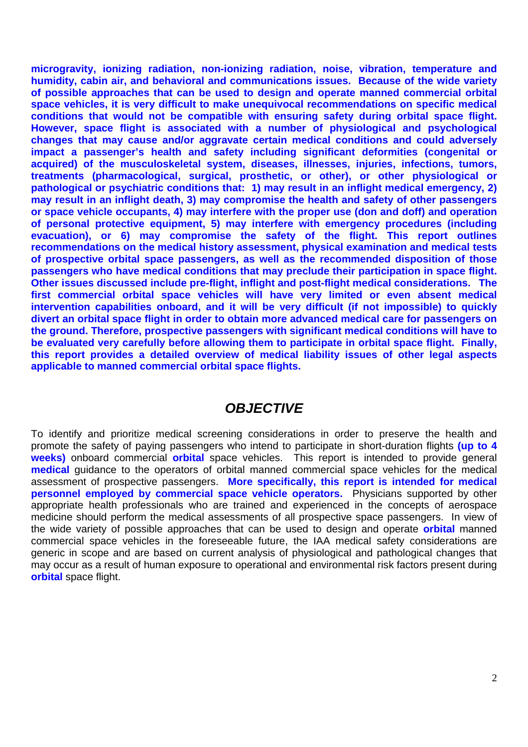**microgravity, ionizing radiation, non-ionizing radiation, noise, vibration, temperature and humidity, cabin air, and behavioral and communications issues. Because of the wide variety of possible approaches that can be used to design and operate manned commercial orbital space vehicles, it is very difficult to make unequivocal recommendations on specific medical conditions that would not be compatible with ensuring safety during orbital space flight. However, space flight is associated with a number of physiological and psychological changes that may cause and/or aggravate certain medical conditions and could adversely impact a passenger's health and safety including significant deformities (congenital or acquired) of the musculoskeletal system, diseases, illnesses, injuries, infections, tumors, treatments (pharmacological, surgical, prosthetic, or other), or other physiological or pathological or psychiatric conditions that: 1) may result in an inflight medical emergency, 2) may result in an inflight death, 3) may compromise the health and safety of other passengers or space vehicle occupants, 4) may interfere with the proper use (don and doff) and operation of personal protective equipment, 5) may interfere with emergency procedures (including evacuation), or 6) may compromise the safety of the flight. This report outlines recommendations on the medical history assessment, physical examination and medical tests of prospective orbital space passengers, as well as the recommended disposition of those passengers who have medical conditions that may preclude their participation in space flight. Other issues discussed include pre-flight, inflight and post-flight medical considerations. The first commercial orbital space vehicles will have very limited or even absent medical intervention capabilities onboard, and it will be very difficult (if not impossible) to quickly divert an orbital space flight in order to obtain more advanced medical care for passengers on the ground. Therefore, prospective passengers with significant medical conditions will have to be evaluated very carefully before allowing them to participate in orbital space flight. Finally, this report provides a detailed overview of medical liability issues of other legal aspects applicable to manned commercial orbital space flights.**

## *OBJECTIVE*

To identify and prioritize medical screening considerations in order to preserve the health and promote the safety of paying passengers who intend to participate in short-duration flights **(up to 4 weeks)** onboard commercial **orbital** space vehicles. This report is intended to provide general **medical** guidance to the operators of orbital manned commercial space vehicles for the medical assessment of prospective passengers. **More specifically, this report is intended for medical personnel employed by commercial space vehicle operators.** Physicians supported by other appropriate health professionals who are trained and experienced in the concepts of aerospace medicine should perform the medical assessments of all prospective space passengers. In view of the wide variety of possible approaches that can be used to design and operate **orbital** manned commercial space vehicles in the foreseeable future, the IAA medical safety considerations are generic in scope and are based on current analysis of physiological and pathological changes that may occur as a result of human exposure to operational and environmental risk factors present during **orbital** space flight.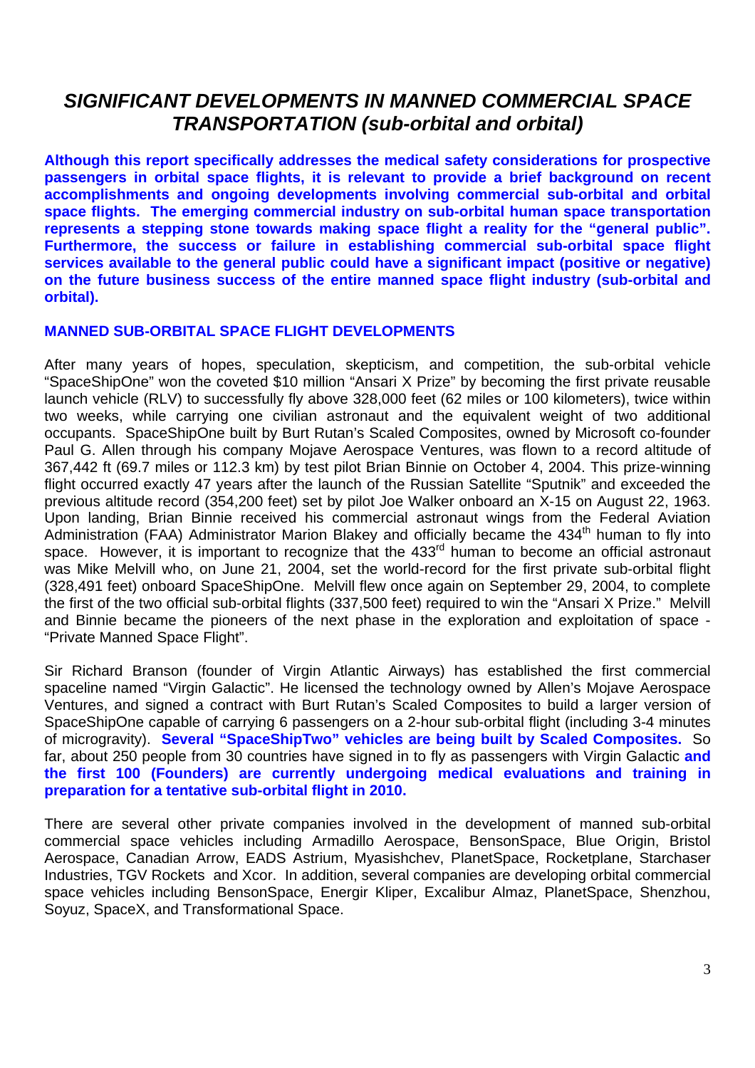# *SIGNIFICANT DEVELOPMENTS IN MANNED COMMERCIAL SPACE TRANSPORTATION (sub-orbital and orbital)*

**Although this report specifically addresses the medical safety considerations for prospective passengers in orbital space flights, it is relevant to provide a brief background on recent accomplishments and ongoing developments involving commercial sub-orbital and orbital space flights. The emerging commercial industry on sub-orbital human space transportation represents a stepping stone towards making space flight a reality for the "general public". Furthermore, the success or failure in establishing commercial sub-orbital space flight services available to the general public could have a significant impact (positive or negative) on the future business success of the entire manned space flight industry (sub-orbital and orbital).**

## MANNED SUB-ORBITAL SPACE FLIGHT DEVELOPMENTS

After many years of hopes, speculation, skepticism, and competition, the sub-orbital vehicle "SpaceShipOne" won the coveted $10 million "Ansari X Prize" by becoming the first private reusable launch vehicle (RLV) to successfully fly above 328,000 feet (62 miles or 100 kilometers), twice within two weeks, while carrying one civilian astronaut and the equivalent weight of two additional occupants. SpaceShipOne built by Burt Rutan's Scaled Composites, owned by Microsoft co-founder Paul G. Allen through his company Mojave Aerospace Ventures, was flown to a record altitude of 367,442 ft (69.7 miles or 112.3 km) by test pilot Brian Binnie on October 4, 2004. This prize-winning flight occurred exactly 47 years after the launch of the Russian Satellite "Sputnik" and exceeded the previous altitude record (354,200 feet) set by pilot Joe Walker onboard an X-15 on August 22, 1963. Upon landing, Brian Binnie received his commercial astronaut wings from the Federal Aviation Administration (FAA) Administrator Marion Blakey and officially became the 434th human to fly into space. However, it is important to recognize that the 433rd human to become an official astronaut was Mike Melvill who, on June 21, 2004, set the world-record for the first private sub-orbital flight (328,491 feet) onboard SpaceShipOne. Melvill flew once again on September 29, 2004, to complete the first of the two official sub-orbital flights (337,500 feet) required to win the "Ansari X Prize." Melvill and Binnie became the pioneers of the next phase in the exploration and exploitation of space - "Private Manned Space Flight".

Sir Richard Branson (founder of Virgin Atlantic Airways) has established the first commercial spaceline named "Virgin Galactic". He licensed the technology owned by Allen's Mojave Aerospace Ventures, and signed a contract with Burt Rutan's Scaled Composites to build a larger version of SpaceShipOne capable of carrying 6 passengers on a 2-hour sub-orbital flight (including 3-4 minutes of microgravity). **Several "SpaceShipTwo" vehicles are being built by Scaled Composites.** So far, about 250 people from 30 countries have signed in to fly as passengers with Virgin Galactic **and the first 100 (Founders) are currently undergoing medical evaluations and training in preparation for a tentative sub-orbital flight in 2010.**

There are several other private companies involved in the development of manned sub-orbital commercial space vehicles including Armadillo Aerospace, BensonSpace, Blue Origin, Bristol Aerospace, Canadian Arrow, EADS Astrium, Myasishchev, PlanetSpace, Rocketplane, Starchaser Industries, TGV Rockets and Xcor. In addition, several companies are developing orbital commercial space vehicles including BensonSpace, Energir Kliper, Excalibur Almaz, PlanetSpace, Shenzhou, Soyuz, SpaceX, and Transformational Space.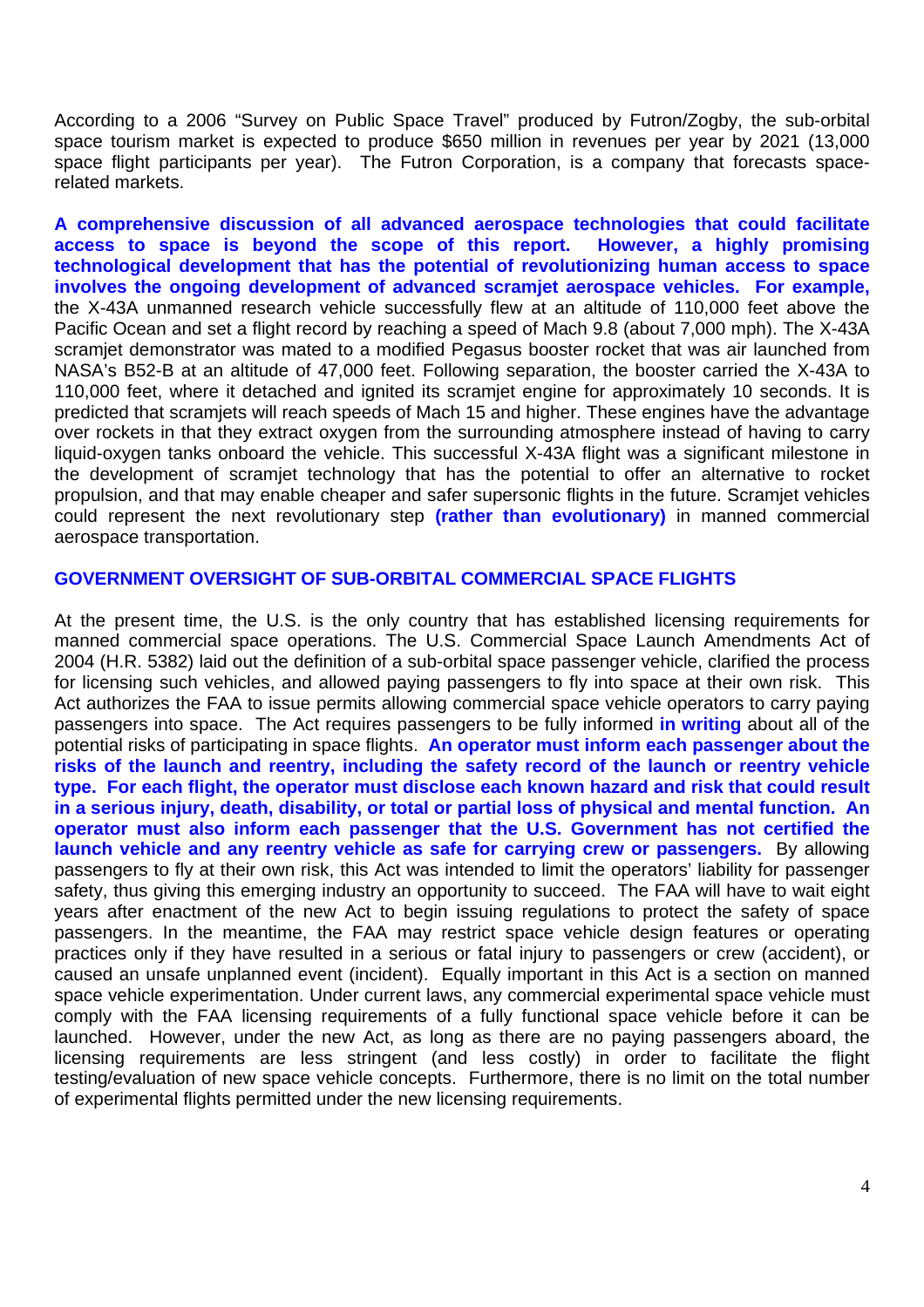According to a 2006 "Survey on Public Space Travel" produced by Futron/Zogby, the sub-orbital space tourism market is expected to produce $650 million in revenues per year by 2021 (13,000 space flight participants per year). The Futron Corporation, is a company that forecasts space-related markets.

**A comprehensive discussion of all advanced aerospace technologies that could facilitate access to space is beyond the scope of this report. However, a highly promising technological development that has the potential of revolutionizing human access to space involves the ongoing development of advanced scramjet aerospace vehicles. For example,** the X-43A unmanned research vehicle successfully flew at an altitude of 110,000 feet above the Pacific Ocean and set a flight record by reaching a speed of Mach 9.8 (about 7,000 mph). The X-43A scramjet demonstrator was mated to a modified Pegasus booster rocket that was air launched from NASA's B52-B at an altitude of 47,000 feet. Following separation, the booster carried the X-43A to 110,000 feet, where it detached and ignited its scramjet engine for approximately 10 seconds. It is predicted that scramjets will reach speeds of Mach 15 and higher. These engines have the advantage over rockets in that they extract oxygen from the surrounding atmosphere instead of having to carry liquid-oxygen tanks onboard the vehicle. This successful X-43A flight was a significant milestone in the development of scramjet technology that has the potential to offer an alternative to rocket propulsion, and that may enable cheaper and safer supersonic flights in the future. Scramjet vehicles could represent the next revolutionary step **(rather than evolutionary)** in manned commercial aerospace transportation.

## GOVERNMENT OVERSIGHT OF SUB-ORBITAL COMMERCIAL SPACE FLIGHTS

At the present time, the U.S. is the only country that has established licensing requirements for manned commercial space operations. The U.S. Commercial Space Launch Amendments Act of 2004 (H.R. 5382) laid out the definition of a sub-orbital space passenger vehicle, clarified the process for licensing such vehicles, and allowed paying passengers to fly into space at their own risk. This Act authorizes the FAA to issue permits allowing commercial space vehicle operators to carry paying passengers into space. The Act requires passengers to be fully informed **in writing** about all of the potential risks of participating in space flights. **An operator must inform each passenger about the risks of the launch and reentry, including the safety record of the launch or reentry vehicle type. For each flight, the operator must disclose each known hazard and risk that could result in a serious injury, death, disability, or total or partial loss of physical and mental function. An operator must also inform each passenger that the U.S. Government has not certified the launch vehicle and any reentry vehicle as safe for carrying crew or passengers.** By allowing passengers to fly at their own risk, this Act was intended to limit the operators' liability for passenger safety, thus giving this emerging industry an opportunity to succeed. The FAA will have to wait eight years after enactment of the new Act to begin issuing regulations to protect the safety of space passengers. In the meantime, the FAA may restrict space vehicle design features or operating practices only if they have resulted in a serious or fatal injury to passengers or crew (accident), or caused an unsafe unplanned event (incident). Equally important in this Act is a section on manned space vehicle experimentation. Under current laws, any commercial experimental space vehicle must comply with the FAA licensing requirements of a fully functional space vehicle before it can be launched. However, under the new Act, as long as there are no paying passengers aboard, the licensing requirements are less stringent (and less costly) in order to facilitate the flight testing/evaluation of new space vehicle concepts. Furthermore, there is no limit on the total number of experimental flights permitted under the new licensing requirements.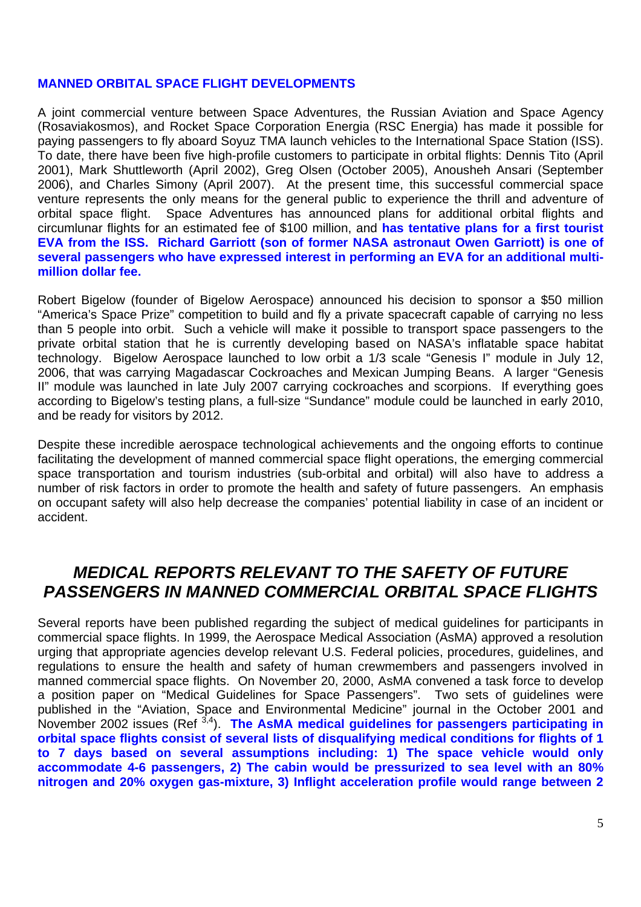**MANNED ORBITAL SPACE FLIGHT DEVELOPMENTS**

A joint commercial venture between Space Adventures, the Russian Aviation and Space Agency (Rosaviakosmos), and Rocket Space Corporation Energia (RSC Energia) has made it possible for paying passengers to fly aboard Soyuz TMA launch vehicles to the International Space Station (ISS). To date, there have been five high-profile customers to participate in orbital flights: Dennis Tito (April 2001), Mark Shuttleworth (April 2002), Greg Olsen (October 2005), Anousheh Ansari (September 2006), and Charles Simony (April 2007). At the present time, this successful commercial space venture represents the only means for the general public to experience the thrill and adventure of orbital space flight. Space Adventures has announced plans for additional orbital flights and circumlunar flights for an estimated fee of $100 million, and **has tentative plans for a first tourist EVA from the ISS. Richard Garriott (son of former NASA astronaut Owen Garriott) is one of several passengers who have expressed interest in performing an EVA for an additional multi-million dollar fee.**

Robert Bigelow (founder of Bigelow Aerospace) announced his decision to sponsor a $50 million "America's Space Prize" competition to build and fly a private spacecraft capable of carrying no less than 5 people into orbit. Such a vehicle will make it possible to transport space passengers to the private orbital station that he is currently developing based on NASA's inflatable space habitat technology. Bigelow Aerospace launched to low orbit a 1/3 scale "Genesis I" module in July 12, 2006, that was carrying Magadascar Cockroaches and Mexican Jumping Beans. A larger "Genesis II" module was launched in late July 2007 carrying cockroaches and scorpions. If everything goes according to Bigelow's testing plans, a full-size "Sundance" module could be launched in early 2010, and be ready for visitors by 2012.

Despite these incredible aerospace technological achievements and the ongoing efforts to continue facilitating the development of manned commercial space flight operations, the emerging commercial space transportation and tourism industries (sub-orbital and orbital) will also have to address a number of risk factors in order to promote the health and safety of future passengers. An emphasis on occupant safety will also help decrease the companies' potential liability in case of an incident or accident.

## *MEDICAL REPORTS RELEVANT TO THE SAFETY OF FUTURE PASSENGERS IN MANNED COMMERCIAL ORBITAL SPACE FLIGHTS*

Several reports have been published regarding the subject of medical guidelines for participants in commercial space flights. In 1999, the Aerospace Medical Association (AsMA) approved a resolution urging that appropriate agencies develop relevant U.S. Federal policies, procedures, guidelines, and regulations to ensure the health and safety of human crewmembers and passengers involved in manned commercial space flights. On November 20, 2000, AsMA convened a task force to develop a position paper on "Medical Guidelines for Space Passengers". Two sets of guidelines were published in the "Aviation, Space and Environmental Medicine" journal in the October 2001 and November 2002 issues (Ref [3,4]). **The AsMA medical guidelines for passengers participating in orbital space flights consist of several lists of disqualifying medical conditions for flights of 1 to 7 days based on several assumptions including: 1) The space vehicle would only accommodate 4-6 passengers, 2) The cabin would be pressurized to sea level with an 80% nitrogen and 20% oxygen gas-mixture, 3) Inflight acceleration profile would range between 2**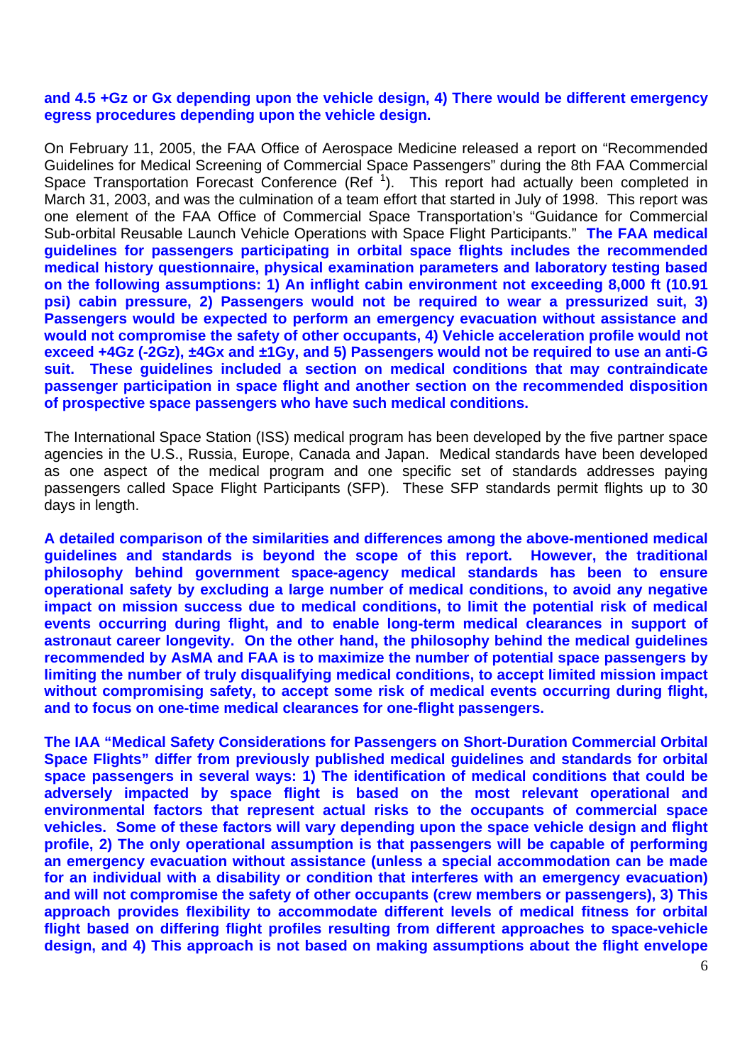**and 4.5 +Gz or Gx depending upon the vehicle design, 4) There would be different emergency egress procedures depending upon the vehicle design.**

On February 11, 2005, the FAA Office of Aerospace Medicine released a report on "Recommended Guidelines for Medical Screening of Commercial Space Passengers" during the 8th FAA Commercial Space Transportation Forecast Conference (Ref [1]). This report had actually been completed in March 31, 2003, and was the culmination of a team effort that started in July of 1998. This report was one element of the FAA Office of Commercial Space Transportation's "Guidance for Commercial Sub-orbital Reusable Launch Vehicle Operations with Space Flight Participants." **The FAA medical guidelines for passengers participating in orbital space flights includes the recommended medical history questionnaire, physical examination parameters and laboratory testing based on the following assumptions: 1) An inflight cabin environment not exceeding 8,000 ft (10.91 psi) cabin pressure, 2) Passengers would not be required to wear a pressurized suit, 3) Passengers would be expected to perform an emergency evacuation without assistance and would not compromise the safety of other occupants, 4) Vehicle acceleration profile would not exceed +4Gz (-2Gz), ±4Gx and ±1Gy, and 5) Passengers would not be required to use an anti-G suit. These guidelines included a section on medical conditions that may contraindicate passenger participation in space flight and another section on the recommended disposition of prospective space passengers who have such medical conditions.**

The International Space Station (ISS) medical program has been developed by the five partner space agencies in the U.S., Russia, Europe, Canada and Japan. Medical standards have been developed as one aspect of the medical program and one specific set of standards addresses paying passengers called Space Flight Participants (SFP). These SFP standards permit flights up to 30 days in length.

**A detailed comparison of the similarities and differences among the above-mentioned medical guidelines and standards is beyond the scope of this report. However, the traditional philosophy behind government space-agency medical standards has been to ensure operational safety by excluding a large number of medical conditions, to avoid any negative impact on mission success due to medical conditions, to limit the potential risk of medical events occurring during flight, and to enable long-term medical clearances in support of astronaut career longevity. On the other hand, the philosophy behind the medical guidelines recommended by AsMA and FAA is to maximize the number of potential space passengers by limiting the number of truly disqualifying medical conditions, to accept limited mission impact without compromising safety, to accept some risk of medical events occurring during flight, and to focus on one-time medical clearances for one-flight passengers.**

**The IAA "Medical Safety Considerations for Passengers on Short-Duration Commercial Orbital Space Flights" differ from previously published medical guidelines and standards for orbital space passengers in several ways: 1) The identification of medical conditions that could be adversely impacted by space flight is based on the most relevant operational and environmental factors that represent actual risks to the occupants of commercial space vehicles. Some of these factors will vary depending upon the space vehicle design and flight profile, 2) The only operational assumption is that passengers will be capable of performing an emergency evacuation without assistance (unless a special accommodation can be made for an individual with a disability or condition that interferes with an emergency evacuation) and will not compromise the safety of other occupants (crew members or passengers), 3) This approach provides flexibility to accommodate different levels of medical fitness for orbital flight based on differing flight profiles resulting from different approaches to space-vehicle design, and 4) This approach is not based on making assumptions about the flight envelope**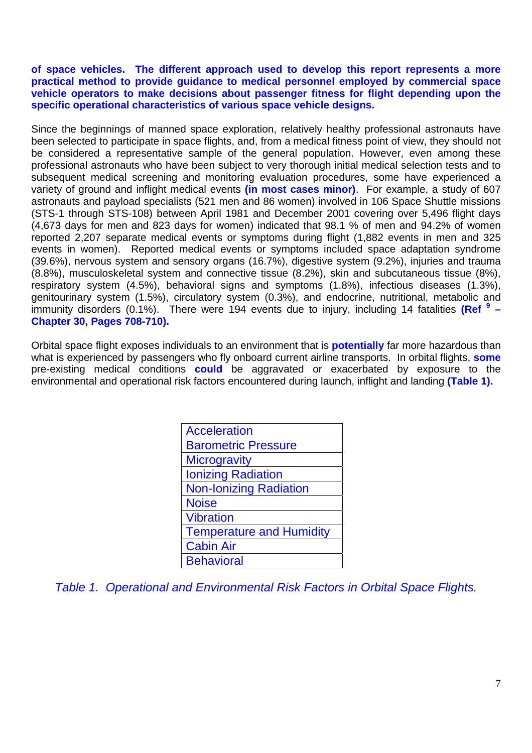**of space vehicles. The different approach used to develop this report represents a more practical method to provide guidance to medical personnel employed by commercial space vehicle operators to make decisions about passenger fitness for flight depending upon the specific operational characteristics of various space vehicle designs.**

Since the beginnings of manned space exploration, relatively healthy professional astronauts have been selected to participate in space flights, and, from a medical fitness point of view, they should not be considered a representative sample of the general population. However, even among these professional astronauts who have been subject to very thorough initial medical selection tests and to subsequent medical screening and monitoring evaluation procedures, some have experienced a variety of ground and inflight medical events **(in most cases minor)**. For example, a study of 607 astronauts and payload specialists (521 men and 86 women) involved in 106 Space Shuttle missions (STS-1 through STS-108) between April 1981 and December 2001 covering over 5,496 flight days (4,673 days for men and 823 days for women) indicated that 98.1 % of men and 94.2% of women reported 2,207 separate medical events or symptoms during flight (1,882 events in men and 325 events in women). Reported medical events or symptoms included space adaptation syndrome (39.6%), nervous system and sensory organs (16.7%), digestive system (9.2%), injuries and trauma (8.8%), musculoskeletal system and connective tissue (8.2%), skin and subcutaneous tissue (8%), respiratory system (4.5%), behavioral signs and symptoms (1.8%), infectious diseases (1.3%), genitourinary system (1.5%), circulatory system (0.3%), and endocrine, nutritional, metabolic and immunity disorders (0.1%). There were 194 events due to injury, including 14 fatalities **(Ref [9] – Chapter 30, Pages 708-710).**

Orbital space flight exposes individuals to an environment that is **potentially** far more hazardous than what is experienced by passengers who fly onboard current airline transports. In orbital flights, **some** pre-existing medical conditions **could** be aggravated or exacerbated by exposure to the environmental and operational risk factors encountered during launch, inflight and landing **(Table 1).**

| Operational and Environmental Risk Factors |
|---|
| Acceleration |
| Barometric Pressure |
| Microgravity |
| Ionizing Radiation |
| Non-Ionizing Radiation |
| Noise |
| Vibration |
| Temperature and Humidity |
| Cabin Air |
| Behavioral |

*Table 1. Operational and Environmental Risk Factors in Orbital Space Flights.*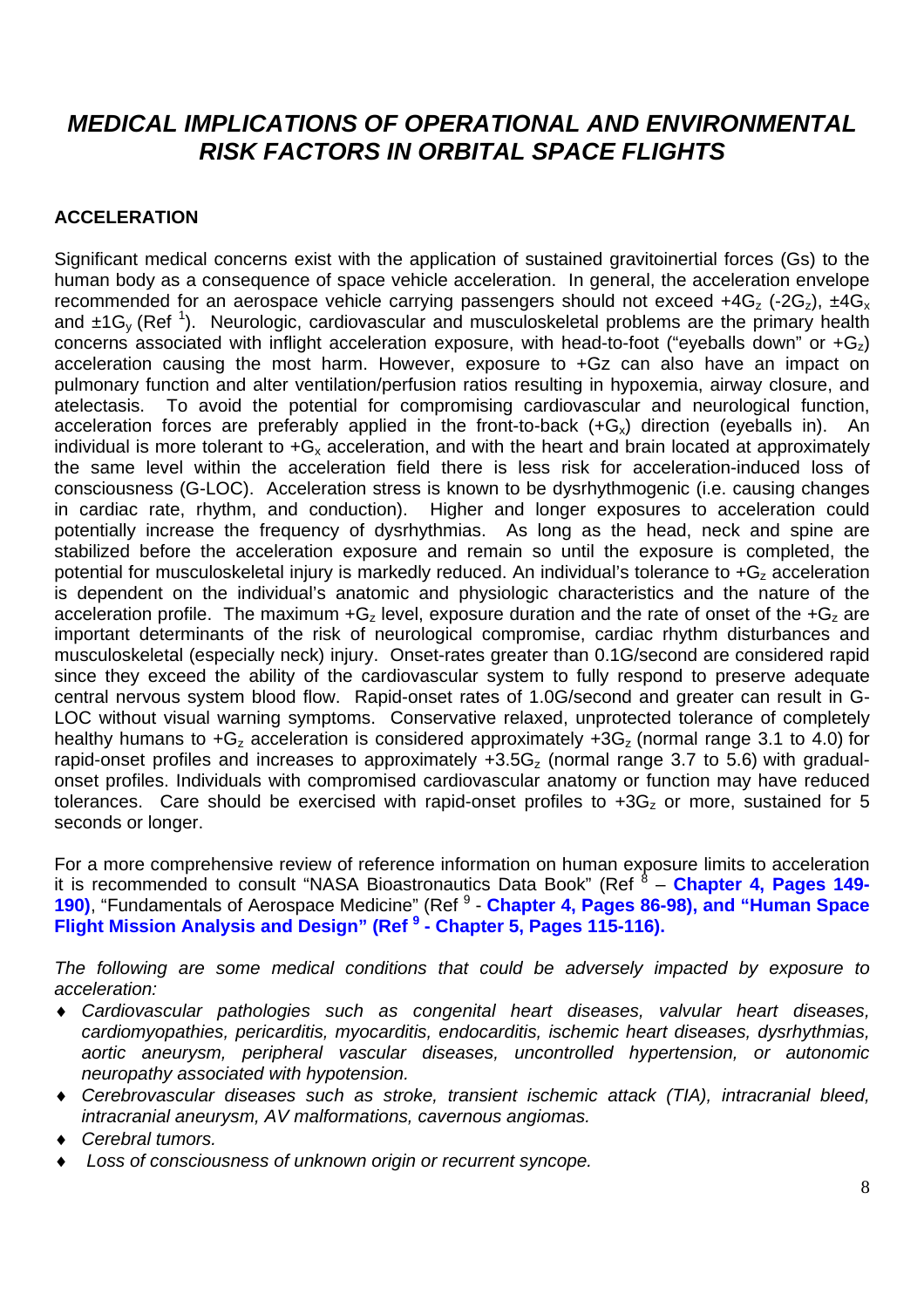# MEDICAL IMPLICATIONS OF OPERATIONAL AND ENVIRONMENTAL RISK FACTORS IN ORBITAL SPACE FLIGHTS

## ACCELERATION

Significant medical concerns exist with the application of sustained gravitoinertial forces (Gs) to the human body as a consequence of space vehicle acceleration. In general, the acceleration envelope recommended for an aerospace vehicle carrying passengers should not exceed $+4G_z$ ($-2G_z$), $\pm 4G_x$ and $\pm 1G_y$ (Ref [1]). Neurologic, cardiovascular and musculoskeletal problems are the primary health concerns associated with inflight acceleration exposure, with head-to-foot ("eyeballs down" or $+G_z$) acceleration causing the most harm. However, exposure to +Gz can also have an impact on pulmonary function and alter ventilation/perfusion ratios resulting in hypoxemia, airway closure, and atelectasis. To avoid the potential for compromising cardiovascular and neurological function, acceleration forces are preferably applied in the front-to-back ($+G_x$) direction (eyeballs in). An individual is more tolerant to $+G_x$ acceleration, and with the heart and brain located at approximately the same level within the acceleration field there is less risk for acceleration-induced loss of consciousness (G-LOC). Acceleration stress is known to be dysrhythmogenic (i.e. causing changes in cardiac rate, rhythm, and conduction). Higher and longer exposures to acceleration could potentially increase the frequency of dysrhythmias. As long as the head, neck and spine are stabilized before the acceleration exposure and remain so until the exposure is completed, the potential for musculoskeletal injury is markedly reduced. An individual's tolerance to $+G_z$ acceleration is dependent on the individual's anatomic and physiologic characteristics and the nature of the acceleration profile. The maximum $+G_z$ level, exposure duration and the rate of onset of the $+G_z$ are important determinants of the risk of neurological compromise, cardiac rhythm disturbances and musculoskeletal (especially neck) injury. Onset-rates greater than 0.1G/second are considered rapid since they exceed the ability of the cardiovascular system to fully respond to preserve adequate central nervous system blood flow. Rapid-onset rates of 1.0G/second and greater can result in G-LOC without visual warning symptoms. Conservative relaxed, unprotected tolerance of completely healthy humans to $+G_z$ acceleration is considered approximately $+3G_z$ (normal range 3.1 to 4.0) for rapid-onset profiles and increases to approximately $+3.5G_z$ (normal range 3.7 to 5.6) with gradual-onset profiles. Individuals with compromised cardiovascular anatomy or function may have reduced tolerances. Care should be exercised with rapid-onset profiles to $+3G_z$ or more, sustained for 5 seconds or longer.

For a more comprehensive review of reference information on human exposure limits to acceleration it is recommended to consult "NASA Bioastronautics Data Book" (Ref [8] – **Chapter 4, Pages 149-190)**, "Fundamentals of Aerospace Medicine" (Ref [9] - **Chapter 4, Pages 86-98), and "Human Space Flight Mission Analysis and Design" (Ref [9] - Chapter 5, Pages 115-116).**

*The following are some medical conditions that could be adversely impacted by exposure to acceleration:*

- *Cardiovascular pathologies such as congenital heart diseases, valvular heart diseases, cardiomyopathies, pericarditis, myocarditis, endocarditis, ischemic heart diseases, dysrhythmias, aortic aneurysm, peripheral vascular diseases, uncontrolled hypertension, or autonomic neuropathy associated with hypotension.*
- *Cerebrovascular diseases such as stroke, transient ischemic attack (TIA), intracranial bleed, intracranial aneurysm, AV malformations, cavernous angiomas.*
- *Cerebral tumors.*
- *Loss of consciousness of unknown origin or recurrent syncope.*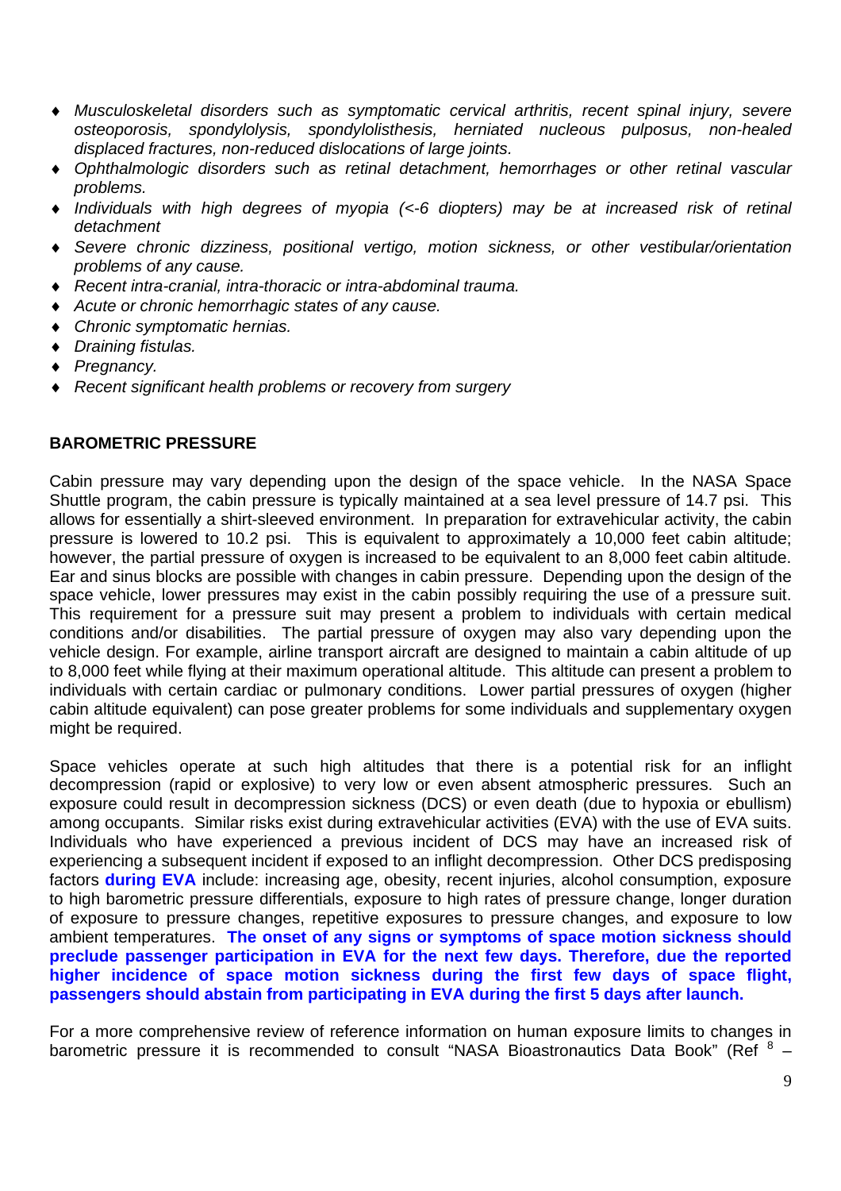- *Musculoskeletal disorders such as symptomatic cervical arthritis, recent spinal injury, severe osteoporosis, spondylolysis, spondylolisthesis, herniated nucleous pulposus, non-healed displaced fractures, non-reduced dislocations of large joints.*
- *Ophthalmologic disorders such as retinal detachment, hemorrhages or other retinal vascular problems.*
- *Individuals with high degrees of myopia (<-6 diopters) may be at increased risk of retinal detachment*
- *Severe chronic dizziness, positional vertigo, motion sickness, or other vestibular/orientation problems of any cause.*
- *Recent intra-cranial, intra-thoracic or intra-abdominal trauma.*
- *Acute or chronic hemorrhagic states of any cause.*
- *Chronic symptomatic hernias.*
- *Draining fistulas.*
- *Pregnancy.*
- *Recent significant health problems or recovery from surgery*

**BAROMETRIC PRESSURE**

Cabin pressure may vary depending upon the design of the space vehicle. In the NASA Space Shuttle program, the cabin pressure is typically maintained at a sea level pressure of 14.7 psi. This allows for essentially a shirt-sleeved environment. In preparation for extravehicular activity, the cabin pressure is lowered to 10.2 psi. This is equivalent to approximately a 10,000 feet cabin altitude; however, the partial pressure of oxygen is increased to be equivalent to an 8,000 feet cabin altitude. Ear and sinus blocks are possible with changes in cabin pressure. Depending upon the design of the space vehicle, lower pressures may exist in the cabin possibly requiring the use of a pressure suit. This requirement for a pressure suit may present a problem to individuals with certain medical conditions and/or disabilities. The partial pressure of oxygen may also vary depending upon the vehicle design. For example, airline transport aircraft are designed to maintain a cabin altitude of up to 8,000 feet while flying at their maximum operational altitude. This altitude can present a problem to individuals with certain cardiac or pulmonary conditions. Lower partial pressures of oxygen (higher cabin altitude equivalent) can pose greater problems for some individuals and supplementary oxygen might be required.

Space vehicles operate at such high altitudes that there is a potential risk for an inflight decompression (rapid or explosive) to very low or even absent atmospheric pressures. Such an exposure could result in decompression sickness (DCS) or even death (due to hypoxia or ebullism) among occupants. Similar risks exist during extravehicular activities (EVA) with the use of EVA suits. Individuals who have experienced a previous incident of DCS may have an increased risk of experiencing a subsequent incident if exposed to an inflight decompression. Other DCS predisposing factors **during EVA** include: increasing age, obesity, recent injuries, alcohol consumption, exposure to high barometric pressure differentials, exposure to high rates of pressure change, longer duration of exposure to pressure changes, repetitive exposures to pressure changes, and exposure to low ambient temperatures. **The onset of any signs or symptoms of space motion sickness should preclude passenger participation in EVA for the next few days. Therefore, due the reported higher incidence of space motion sickness during the first few days of space flight, passengers should abstain from participating in EVA during the first 5 days after launch.**

For a more comprehensive review of reference information on human exposure limits to changes in barometric pressure it is recommended to consult "NASA Bioastronautics Data Book" (Ref [8] –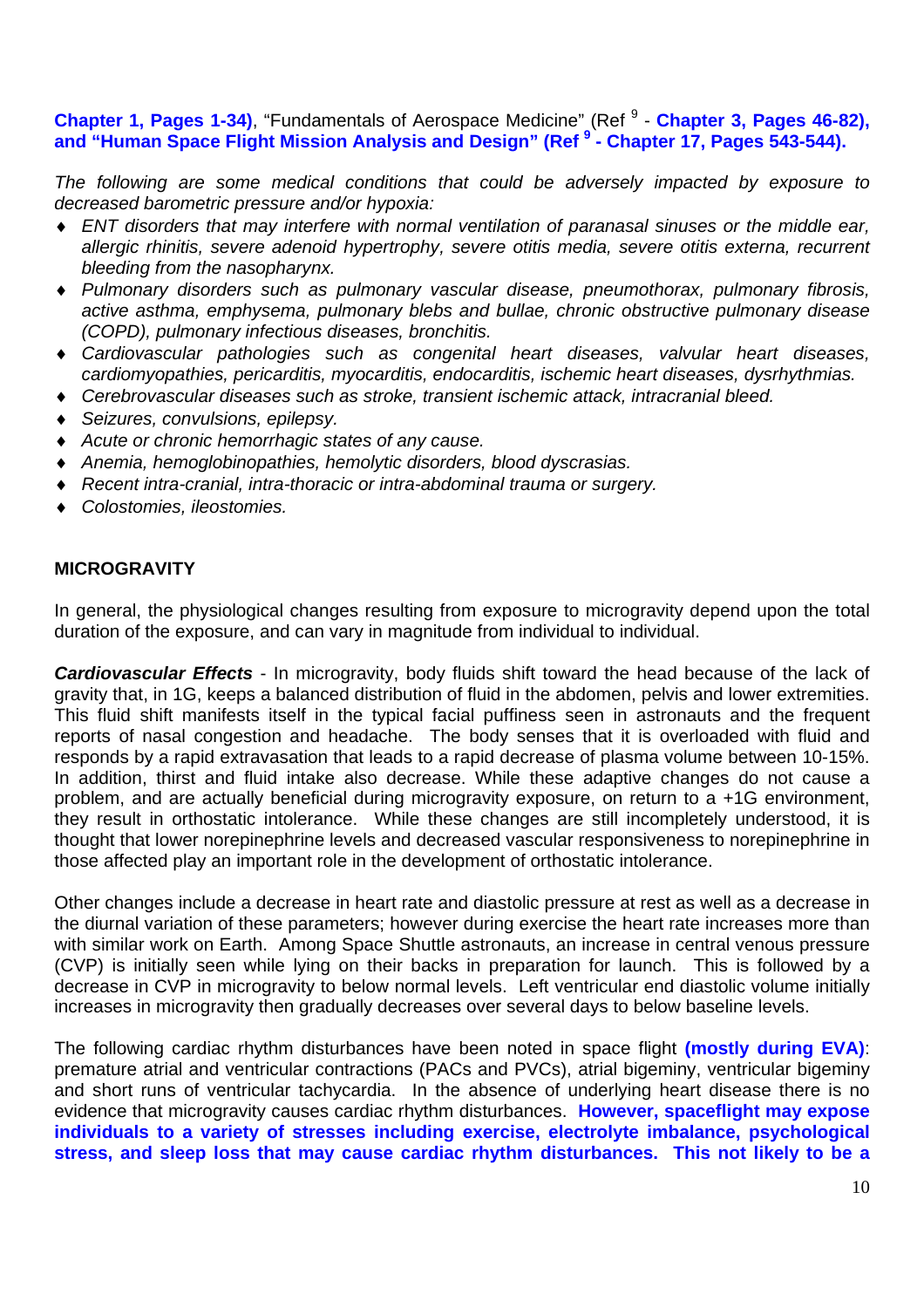**Chapter 1, Pages 1-34)**, "Fundamentals of Aerospace Medicine" (Ref [9] - **Chapter 3, Pages 46-82), and "Human Space Flight Mission Analysis and Design" (Ref [9] - Chapter 17, Pages 543-544).**

*The following are some medical conditions that could be adversely impacted by exposure to decreased barometric pressure and/or hypoxia:*

- *ENT disorders that may interfere with normal ventilation of paranasal sinuses or the middle ear, allergic rhinitis, severe adenoid hypertrophy, severe otitis media, severe otitis externa, recurrent bleeding from the nasopharynx.*
- *Pulmonary disorders such as pulmonary vascular disease, pneumothorax, pulmonary fibrosis, active asthma, emphysema, pulmonary blebs and bullae, chronic obstructive pulmonary disease (COPD), pulmonary infectious diseases, bronchitis.*
- *Cardiovascular pathologies such as congenital heart diseases, valvular heart diseases, cardiomyopathies, pericarditis, myocarditis, endocarditis, ischemic heart diseases, dysrhythmias.*
- *Cerebrovascular diseases such as stroke, transient ischemic attack, intracranial bleed.*
- *Seizures, convulsions, epilepsy.*
- *Acute or chronic hemorrhagic states of any cause.*
- *Anemia, hemoglobinopathies, hemolytic disorders, blood dyscrasias.*
- *Recent intra-cranial, intra-thoracic or intra-abdominal trauma or surgery.*
- *Colostomies, ileostomies.*

## MICROGRAVITY

In general, the physiological changes resulting from exposure to microgravity depend upon the total duration of the exposure, and can vary in magnitude from individual to individual.

***Cardiovascular Effects*** - In microgravity, body fluids shift toward the head because of the lack of gravity that, in 1G, keeps a balanced distribution of fluid in the abdomen, pelvis and lower extremities. This fluid shift manifests itself in the typical facial puffiness seen in astronauts and the frequent reports of nasal congestion and headache. The body senses that it is overloaded with fluid and responds by a rapid extravasation that leads to a rapid decrease of plasma volume between 10-15%. In addition, thirst and fluid intake also decrease. While these adaptive changes do not cause a problem, and are actually beneficial during microgravity exposure, on return to a +1G environment, they result in orthostatic intolerance. While these changes are still incompletely understood, it is thought that lower norepinephrine levels and decreased vascular responsiveness to norepinephrine in those affected play an important role in the development of orthostatic intolerance.

Other changes include a decrease in heart rate and diastolic pressure at rest as well as a decrease in the diurnal variation of these parameters; however during exercise the heart rate increases more than with similar work on Earth. Among Space Shuttle astronauts, an increase in central venous pressure (CVP) is initially seen while lying on their backs in preparation for launch. This is followed by a decrease in CVP in microgravity to below normal levels. Left ventricular end diastolic volume initially increases in microgravity then gradually decreases over several days to below baseline levels.

The following cardiac rhythm disturbances have been noted in space flight **(mostly during EVA)**: premature atrial and ventricular contractions (PACs and PVCs), atrial bigeminy, ventricular bigeminy and short runs of ventricular tachycardia. In the absence of underlying heart disease there is no evidence that microgravity causes cardiac rhythm disturbances. **However, spaceflight may expose individuals to a variety of stresses including exercise, electrolyte imbalance, psychological stress, and sleep loss that may cause cardiac rhythm disturbances. This not likely to be a**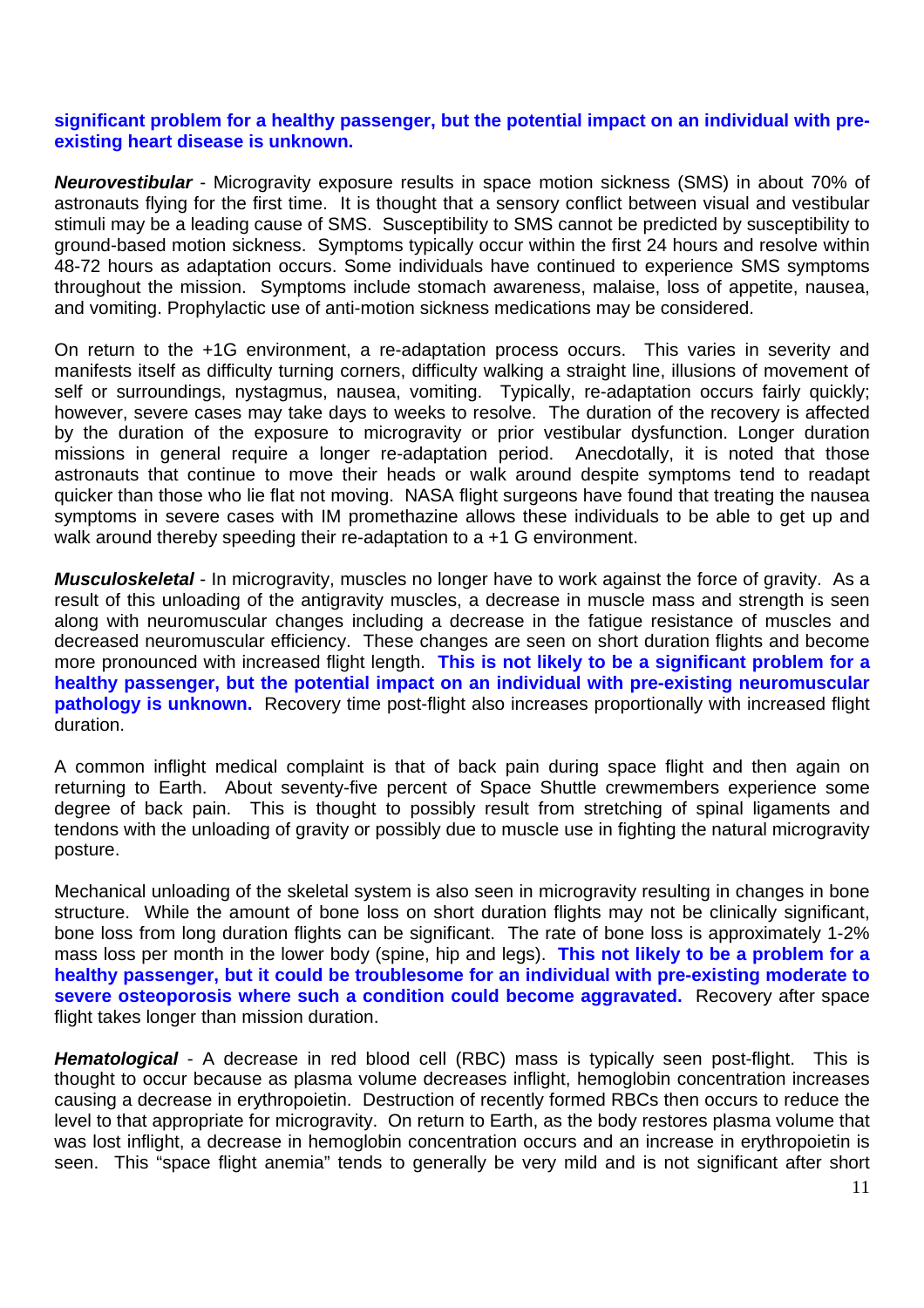**significant problem for a healthy passenger, but the potential impact on an individual with pre-existing heart disease is unknown.**

***Neurovestibular*** - Microgravity exposure results in space motion sickness (SMS) in about 70% of astronauts flying for the first time. It is thought that a sensory conflict between visual and vestibular stimuli may be a leading cause of SMS. Susceptibility to SMS cannot be predicted by susceptibility to ground-based motion sickness. Symptoms typically occur within the first 24 hours and resolve within 48-72 hours as adaptation occurs. Some individuals have continued to experience SMS symptoms throughout the mission. Symptoms include stomach awareness, malaise, loss of appetite, nausea, and vomiting. Prophylactic use of anti-motion sickness medications may be considered.

On return to the +1G environment, a re-adaptation process occurs. This varies in severity and manifests itself as difficulty turning corners, difficulty walking a straight line, illusions of movement of self or surroundings, nystagmus, nausea, vomiting. Typically, re-adaptation occurs fairly quickly; however, severe cases may take days to weeks to resolve. The duration of the recovery is affected by the duration of the exposure to microgravity or prior vestibular dysfunction. Longer duration missions in general require a longer re-adaptation period. Anecdotally, it is noted that those astronauts that continue to move their heads or walk around despite symptoms tend to readapt quicker than those who lie flat not moving. NASA flight surgeons have found that treating the nausea symptoms in severe cases with IM promethazine allows these individuals to be able to get up and walk around thereby speeding their re-adaptation to a +1 G environment.

***Musculoskeletal*** - In microgravity, muscles no longer have to work against the force of gravity. As a result of this unloading of the antigravity muscles, a decrease in muscle mass and strength is seen along with neuromuscular changes including a decrease in the fatigue resistance of muscles and decreased neuromuscular efficiency. These changes are seen on short duration flights and become more pronounced with increased flight length. **This is not likely to be a significant problem for a healthy passenger, but the potential impact on an individual with pre-existing neuromuscular pathology is unknown.** Recovery time post-flight also increases proportionally with increased flight duration.

A common inflight medical complaint is that of back pain during space flight and then again on returning to Earth. About seventy-five percent of Space Shuttle crewmembers experience some degree of back pain. This is thought to possibly result from stretching of spinal ligaments and tendons with the unloading of gravity or possibly due to muscle use in fighting the natural microgravity posture.

Mechanical unloading of the skeletal system is also seen in microgravity resulting in changes in bone structure. While the amount of bone loss on short duration flights may not be clinically significant, bone loss from long duration flights can be significant. The rate of bone loss is approximately 1-2% mass loss per month in the lower body (spine, hip and legs). **This not likely to be a problem for a healthy passenger, but it could be troublesome for an individual with pre-existing moderate to severe osteoporosis where such a condition could become aggravated.** Recovery after space flight takes longer than mission duration.

***Hematological*** - A decrease in red blood cell (RBC) mass is typically seen post-flight. This is thought to occur because as plasma volume decreases inflight, hemoglobin concentration increases causing a decrease in erythropoietin. Destruction of recently formed RBCs then occurs to reduce the level to that appropriate for microgravity. On return to Earth, as the body restores plasma volume that was lost inflight, a decrease in hemoglobin concentration occurs and an increase in erythropoietin is seen. This "space flight anemia" tends to generally be very mild and is not significant after short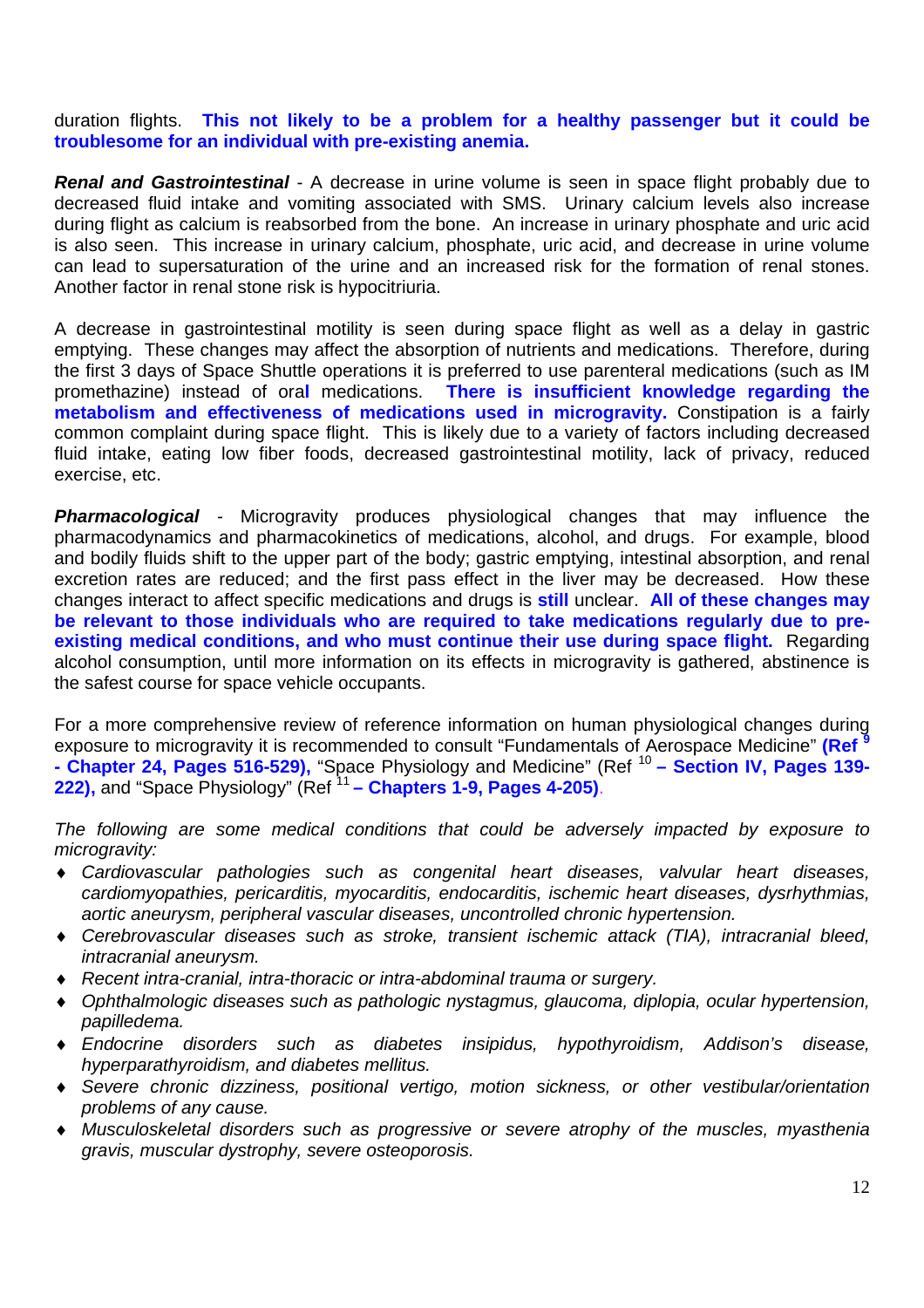duration flights. **This not likely to be a problem for a healthy passenger but it could be troublesome for an individual with pre-existing anemia.**

***Renal and Gastrointestinal*** - A decrease in urine volume is seen in space flight probably due to decreased fluid intake and vomiting associated with SMS. Urinary calcium levels also increase during flight as calcium is reabsorbed from the bone. An increase in urinary phosphate and uric acid is also seen. This increase in urinary calcium, phosphate, uric acid, and decrease in urine volume can lead to supersaturation of the urine and an increased risk for the formation of renal stones. Another factor in renal stone risk is hypocitriuria.

A decrease in gastrointestinal motility is seen during space flight as well as a delay in gastric emptying. These changes may affect the absorption of nutrients and medications. Therefore, during the first 3 days of Space Shuttle operations it is preferred to use parenteral medications (such as IM promethazine) instead of oral medications. **There is insufficient knowledge regarding the metabolism and effectiveness of medications used in microgravity.** Constipation is a fairly common complaint during space flight. This is likely due to a variety of factors including decreased fluid intake, eating low fiber foods, decreased gastrointestinal motility, lack of privacy, reduced exercise, etc.

***Pharmacological*** - Microgravity produces physiological changes that may influence the pharmacodynamics and pharmacokinetics of medications, alcohol, and drugs. For example, blood and bodily fluids shift to the upper part of the body; gastric emptying, intestinal absorption, and renal excretion rates are reduced; and the first pass effect in the liver may be decreased. How these changes interact to affect specific medications and drugs is **still** unclear. **All of these changes may be relevant to those individuals who are required to take medications regularly due to pre-existing medical conditions, and who must continue their use during space flight.** Regarding alcohol consumption, until more information on its effects in microgravity is gathered, abstinence is the safest course for space vehicle occupants.

For a more comprehensive review of reference information on human physiological changes during exposure to microgravity it is recommended to consult "Fundamentals of Aerospace Medicine" **(Ref [9] - Chapter 24, Pages 516-529),** "Space Physiology and Medicine" (Ref [10] **– Section IV, Pages 139-222),** and "Space Physiology" (Ref [11] **– Chapters 1-9, Pages 4-205)**.

*The following are some medical conditions that could be adversely impacted by exposure to microgravity:*

- *Cardiovascular pathologies such as congenital heart diseases, valvular heart diseases, cardiomyopathies, pericarditis, myocarditis, endocarditis, ischemic heart diseases, dysrhythmias, aortic aneurysm, peripheral vascular diseases, uncontrolled chronic hypertension.*
- *Cerebrovascular diseases such as stroke, transient ischemic attack (TIA), intracranial bleed, intracranial aneurysm.*
- *Recent intra-cranial, intra-thoracic or intra-abdominal trauma or surgery.*
- *Ophthalmologic diseases such as pathologic nystagmus, glaucoma, diplopia, ocular hypertension, papilledema.*
- *Endocrine disorders such as diabetes insipidus, hypothyroidism, Addison's disease, hyperparathyroidism, and diabetes mellitus.*
- *Severe chronic dizziness, positional vertigo, motion sickness, or other vestibular/orientation problems of any cause.*
- *Musculoskeletal disorders such as progressive or severe atrophy of the muscles, myasthenia gravis, muscular dystrophy, severe osteoporosis.*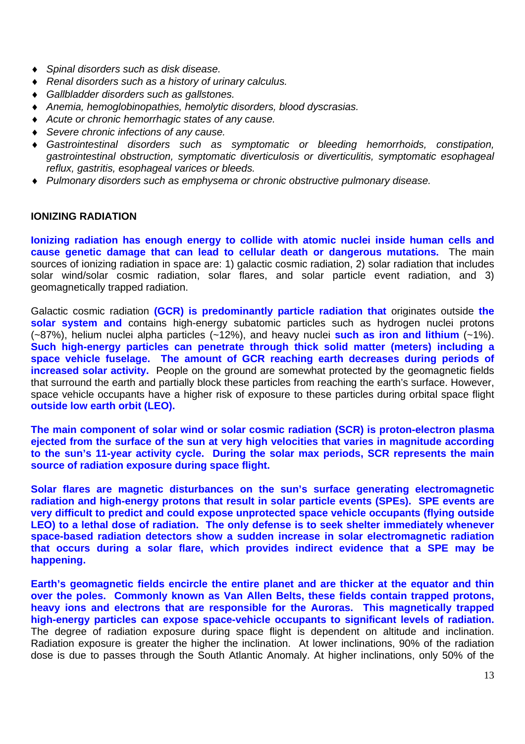- *Spinal disorders such as disk disease.*
- *Renal disorders such as a history of urinary calculus.*
- *Gallbladder disorders such as gallstones.*
- *Anemia, hemoglobinopathies, hemolytic disorders, blood dyscrasias.*
- *Acute or chronic hemorrhagic states of any cause.*
- *Severe chronic infections of any cause.*
- *Gastrointestinal disorders such as symptomatic or bleeding hemorrhoids, constipation, gastrointestinal obstruction, symptomatic diverticulosis or diverticulitis, symptomatic esophageal reflux, gastritis, esophageal varices or bleeds.*
- *Pulmonary disorders such as emphysema or chronic obstructive pulmonary disease.*

## IONIZING RADIATION

**Ionizing radiation has enough energy to collide with atomic nuclei inside human cells and cause genetic damage that can lead to cellular death or dangerous mutations.** The main sources of ionizing radiation in space are: 1) galactic cosmic radiation, 2) solar radiation that includes solar wind/solar cosmic radiation, solar flares, and solar particle event radiation, and 3) geomagnetically trapped radiation.

Galactic cosmic radiation **(GCR) is predominantly particle radiation that** originates outside **the solar system and** contains high-energy subatomic particles such as hydrogen nuclei protons (~87%), helium nuclei alpha particles (~12%), and heavy nuclei **such as iron and lithium** (~1%). **Such high-energy particles can penetrate through thick solid matter (meters) including a space vehicle fuselage. The amount of GCR reaching earth decreases during periods of increased solar activity.** People on the ground are somewhat protected by the geomagnetic fields that surround the earth and partially block these particles from reaching the earth's surface. However, space vehicle occupants have a higher risk of exposure to these particles during orbital space flight **outside low earth orbit (LEO).**

**The main component of solar wind or solar cosmic radiation (SCR) is proton-electron plasma ejected from the surface of the sun at very high velocities that varies in magnitude according to the sun's 11-year activity cycle. During the solar max periods, SCR represents the main source of radiation exposure during space flight.**

**Solar flares are magnetic disturbances on the sun's surface generating electromagnetic radiation and high-energy protons that result in solar particle events (SPEs). SPE events are very difficult to predict and could expose unprotected space vehicle occupants (flying outside LEO) to a lethal dose of radiation. The only defense is to seek shelter immediately whenever space-based radiation detectors show a sudden increase in solar electromagnetic radiation that occurs during a solar flare, which provides indirect evidence that a SPE may be happening.**

**Earth's geomagnetic fields encircle the entire planet and are thicker at the equator and thin over the poles. Commonly known as Van Allen Belts, these fields contain trapped protons, heavy ions and electrons that are responsible for the Auroras. This magnetically trapped high-energy particles can expose space-vehicle occupants to significant levels of radiation.** The degree of radiation exposure during space flight is dependent on altitude and inclination. Radiation exposure is greater the higher the inclination. At lower inclinations, 90% of the radiation dose is due to passes through the South Atlantic Anomaly. At higher inclinations, only 50% of the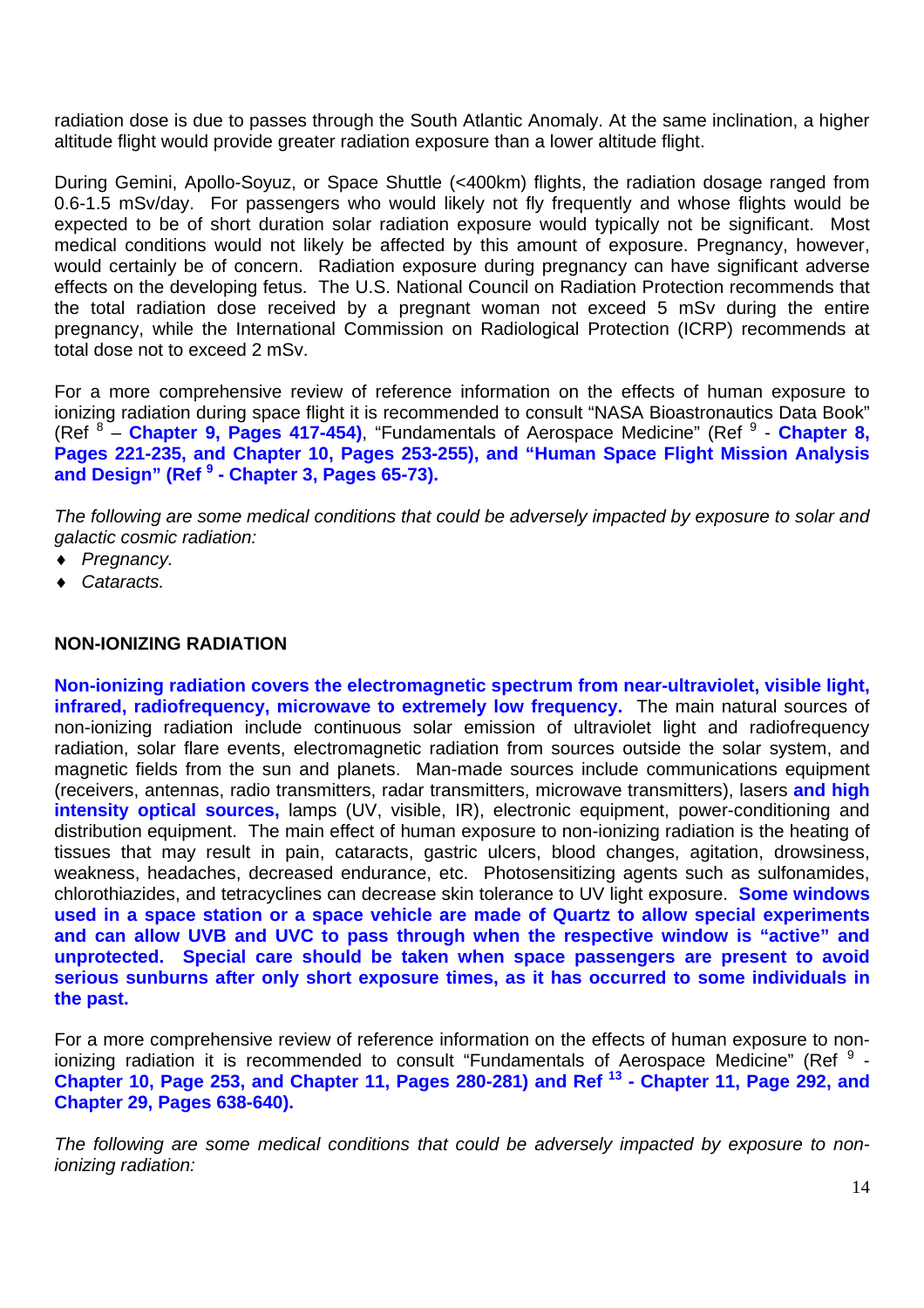radiation dose is due to passes through the South Atlantic Anomaly. At the same inclination, a higher altitude flight would provide greater radiation exposure than a lower altitude flight.

During Gemini, Apollo-Soyuz, or Space Shuttle (<400km) flights, the radiation dosage ranged from 0.6-1.5 mSv/day. For passengers who would likely not fly frequently and whose flights would be expected to be of short duration solar radiation exposure would typically not be significant. Most medical conditions would not likely be affected by this amount of exposure. Pregnancy, however, would certainly be of concern. Radiation exposure during pregnancy can have significant adverse effects on the developing fetus. The U.S. National Council on Radiation Protection recommends that the total radiation dose received by a pregnant woman not exceed 5 mSv during the entire pregnancy, while the International Commission on Radiological Protection (ICRP) recommends at total dose not to exceed 2 mSv.

For a more comprehensive review of reference information on the effects of human exposure to ionizing radiation during space flight it is recommended to consult "NASA Bioastronautics Data Book" (Ref [8] – **Chapter 9, Pages 417-454)**, "Fundamentals of Aerospace Medicine" (Ref [9] - **Chapter 8, Pages 221-235, and Chapter 10, Pages 253-255), and "Human Space Flight Mission Analysis and Design" (Ref [9] - Chapter 3, Pages 65-73).**

*The following are some medical conditions that could be adversely impacted by exposure to solar and galactic cosmic radiation:*

- *Pregnancy.*
- *Cataracts.*

**NON-IONIZING RADIATION**

**Non-ionizing radiation covers the electromagnetic spectrum from near-ultraviolet, visible light, infrared, radiofrequency, microwave to extremely low frequency.** The main natural sources of non-ionizing radiation include continuous solar emission of ultraviolet light and radiofrequency radiation, solar flare events, electromagnetic radiation from sources outside the solar system, and magnetic fields from the sun and planets. Man-made sources include communications equipment (receivers, antennas, radio transmitters, radar transmitters, microwave transmitters), lasers **and high intensity optical sources,** lamps (UV, visible, IR), electronic equipment, power-conditioning and distribution equipment. The main effect of human exposure to non-ionizing radiation is the heating of tissues that may result in pain, cataracts, gastric ulcers, blood changes, agitation, drowsiness, weakness, headaches, decreased endurance, etc. Photosensitizing agents such as sulfonamides, chlorothiazides, and tetracyclines can decrease skin tolerance to UV light exposure. **Some windows used in a space station or a space vehicle are made of Quartz to allow special experiments and can allow UVB and UVC to pass through when the respective window is "active" and unprotected. Special care should be taken when space passengers are present to avoid serious sunburns after only short exposure times, as it has occurred to some individuals in the past.**

For a more comprehensive review of reference information on the effects of human exposure to non-ionizing radiation it is recommended to consult "Fundamentals of Aerospace Medicine" (Ref [9] - **Chapter 10, Page 253, and Chapter 11, Pages 280-281) and Ref [13] - Chapter 11, Page 292, and Chapter 29, Pages 638-640).**

*The following are some medical conditions that could be adversely impacted by exposure to non-ionizing radiation:*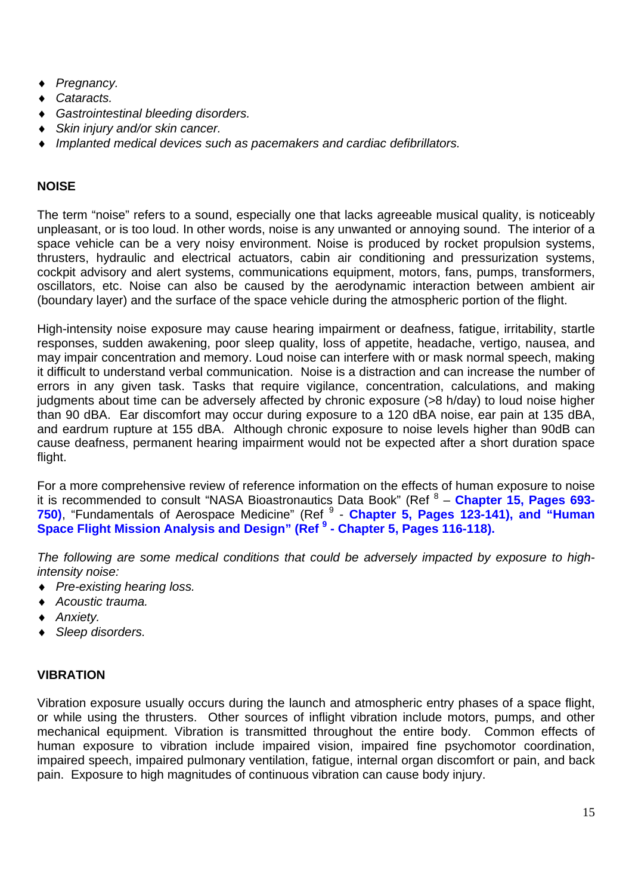- *Pregnancy.*
- *Cataracts.*
- *Gastrointestinal bleeding disorders.*
- *Skin injury and/or skin cancer.*
- *Implanted medical devices such as pacemakers and cardiac defibrillators.*

## NOISE

The term "noise" refers to a sound, especially one that lacks agreeable musical quality, is noticeably unpleasant, or is too loud. In other words, noise is any unwanted or annoying sound. The interior of a space vehicle can be a very noisy environment. Noise is produced by rocket propulsion systems, thrusters, hydraulic and electrical actuators, cabin air conditioning and pressurization systems, cockpit advisory and alert systems, communications equipment, motors, fans, pumps, transformers, oscillators, etc. Noise can also be caused by the aerodynamic interaction between ambient air (boundary layer) and the surface of the space vehicle during the atmospheric portion of the flight.

High-intensity noise exposure may cause hearing impairment or deafness, fatigue, irritability, startle responses, sudden awakening, poor sleep quality, loss of appetite, headache, vertigo, nausea, and may impair concentration and memory. Loud noise can interfere with or mask normal speech, making it difficult to understand verbal communication. Noise is a distraction and can increase the number of errors in any given task. Tasks that require vigilance, concentration, calculations, and making judgments about time can be adversely affected by chronic exposure (>8 h/day) to loud noise higher than 90 dBA. Ear discomfort may occur during exposure to a 120 dBA noise, ear pain at 135 dBA, and eardrum rupture at 155 dBA. Although chronic exposure to noise levels higher than 90dB can cause deafness, permanent hearing impairment would not be expected after a short duration space flight.

For a more comprehensive review of reference information on the effects of human exposure to noise it is recommended to consult "NASA Bioastronautics Data Book" (Ref [8] – **Chapter 15, Pages 693-750)**, "Fundamentals of Aerospace Medicine" (Ref [9] - **Chapter 5, Pages 123-141), and "Human Space Flight Mission Analysis and Design" (Ref [9] - Chapter 5, Pages 116-118).**

*The following are some medical conditions that could be adversely impacted by exposure to high-intensity noise:*

- *Pre-existing hearing loss.*
- *Acoustic trauma.*
- *Anxiety.*
- *Sleep disorders.*

## VIBRATION

Vibration exposure usually occurs during the launch and atmospheric entry phases of a space flight, or while using the thrusters. Other sources of inflight vibration include motors, pumps, and other mechanical equipment. Vibration is transmitted throughout the entire body. Common effects of human exposure to vibration include impaired vision, impaired fine psychomotor coordination, impaired speech, impaired pulmonary ventilation, fatigue, internal organ discomfort or pain, and back pain. Exposure to high magnitudes of continuous vibration can cause body injury.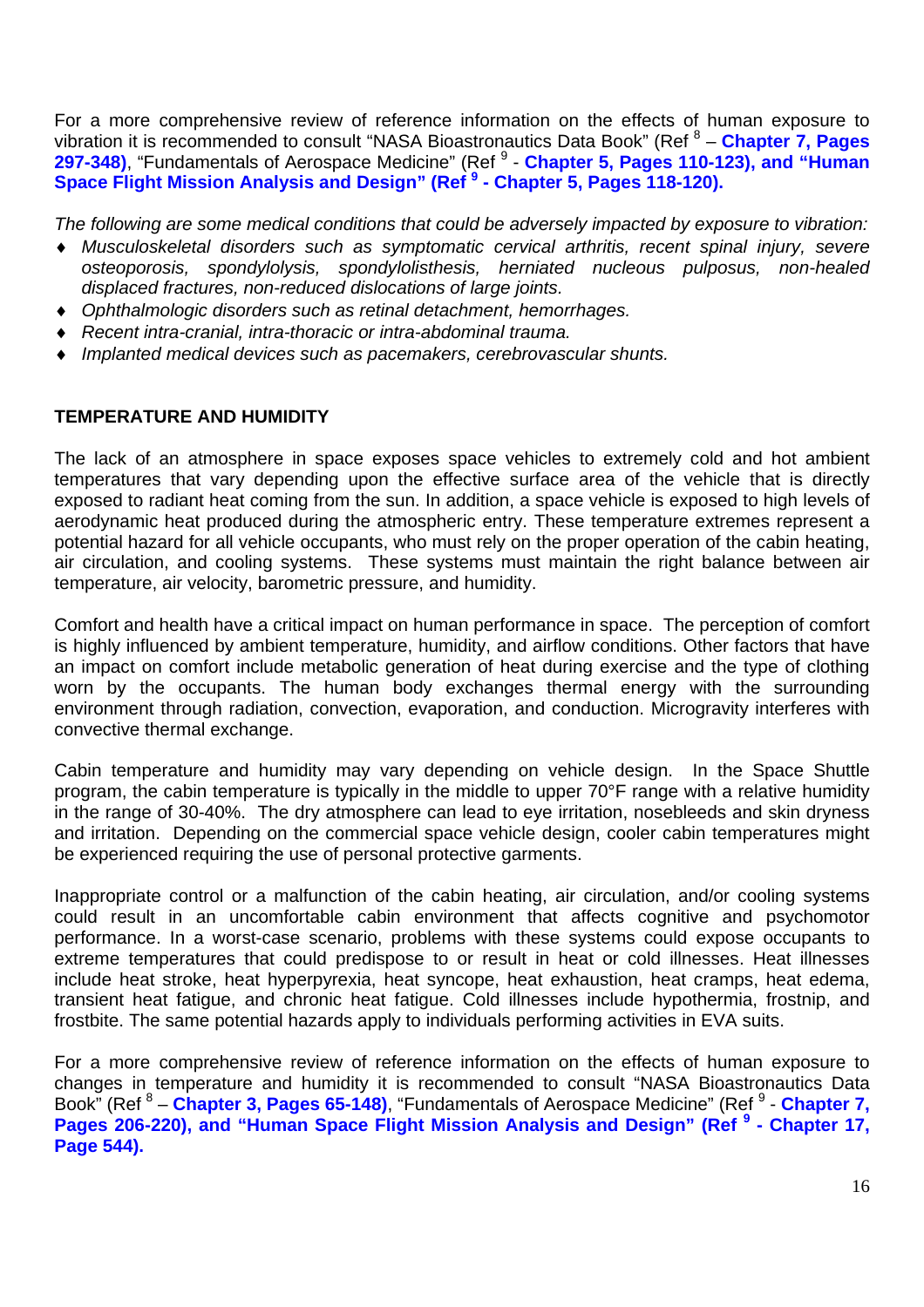For a more comprehensive review of reference information on the effects of human exposure to vibration it is recommended to consult "NASA Bioastronautics Data Book" (Ref [8] – **Chapter 7, Pages 297-348)**, "Fundamentals of Aerospace Medicine" (Ref [9] - **Chapter 5, Pages 110-123), and "Human Space Flight Mission Analysis and Design" (Ref [9] - Chapter 5, Pages 118-120).**

*The following are some medical conditions that could be adversely impacted by exposure to vibration:*

- *Musculoskeletal disorders such as symptomatic cervical arthritis, recent spinal injury, severe osteoporosis, spondylolysis, spondylolisthesis, herniated nucleous pulposus, non-healed displaced fractures, non-reduced dislocations of large joints.*
- *Ophthalmologic disorders such as retinal detachment, hemorrhages.*
- *Recent intra-cranial, intra-thoracic or intra-abdominal trauma.*
- *Implanted medical devices such as pacemakers, cerebrovascular shunts.*

## TEMPERATURE AND HUMIDITY

The lack of an atmosphere in space exposes space vehicles to extremely cold and hot ambient temperatures that vary depending upon the effective surface area of the vehicle that is directly exposed to radiant heat coming from the sun. In addition, a space vehicle is exposed to high levels of aerodynamic heat produced during the atmospheric entry. These temperature extremes represent a potential hazard for all vehicle occupants, who must rely on the proper operation of the cabin heating, air circulation, and cooling systems. These systems must maintain the right balance between air temperature, air velocity, barometric pressure, and humidity.

Comfort and health have a critical impact on human performance in space. The perception of comfort is highly influenced by ambient temperature, humidity, and airflow conditions. Other factors that have an impact on comfort include metabolic generation of heat during exercise and the type of clothing worn by the occupants. The human body exchanges thermal energy with the surrounding environment through radiation, convection, evaporation, and conduction. Microgravity interferes with convective thermal exchange.

Cabin temperature and humidity may vary depending on vehicle design. In the Space Shuttle program, the cabin temperature is typically in the middle to upper 70°F range with a relative humidity in the range of 30-40%. The dry atmosphere can lead to eye irritation, nosebleeds and skin dryness and irritation. Depending on the commercial space vehicle design, cooler cabin temperatures might be experienced requiring the use of personal protective garments.

Inappropriate control or a malfunction of the cabin heating, air circulation, and/or cooling systems could result in an uncomfortable cabin environment that affects cognitive and psychomotor performance. In a worst-case scenario, problems with these systems could expose occupants to extreme temperatures that could predispose to or result in heat or cold illnesses. Heat illnesses include heat stroke, heat hyperpyrexia, heat syncope, heat exhaustion, heat cramps, heat edema, transient heat fatigue, and chronic heat fatigue. Cold illnesses include hypothermia, frostnip, and frostbite. The same potential hazards apply to individuals performing activities in EVA suits.

For a more comprehensive review of reference information on the effects of human exposure to changes in temperature and humidity it is recommended to consult "NASA Bioastronautics Data Book" (Ref [8] – **Chapter 3, Pages 65-148)**, "Fundamentals of Aerospace Medicine" (Ref [9] - **Chapter 7, Pages 206-220), and "Human Space Flight Mission Analysis and Design" (Ref [9] - Chapter 17, Page 544).**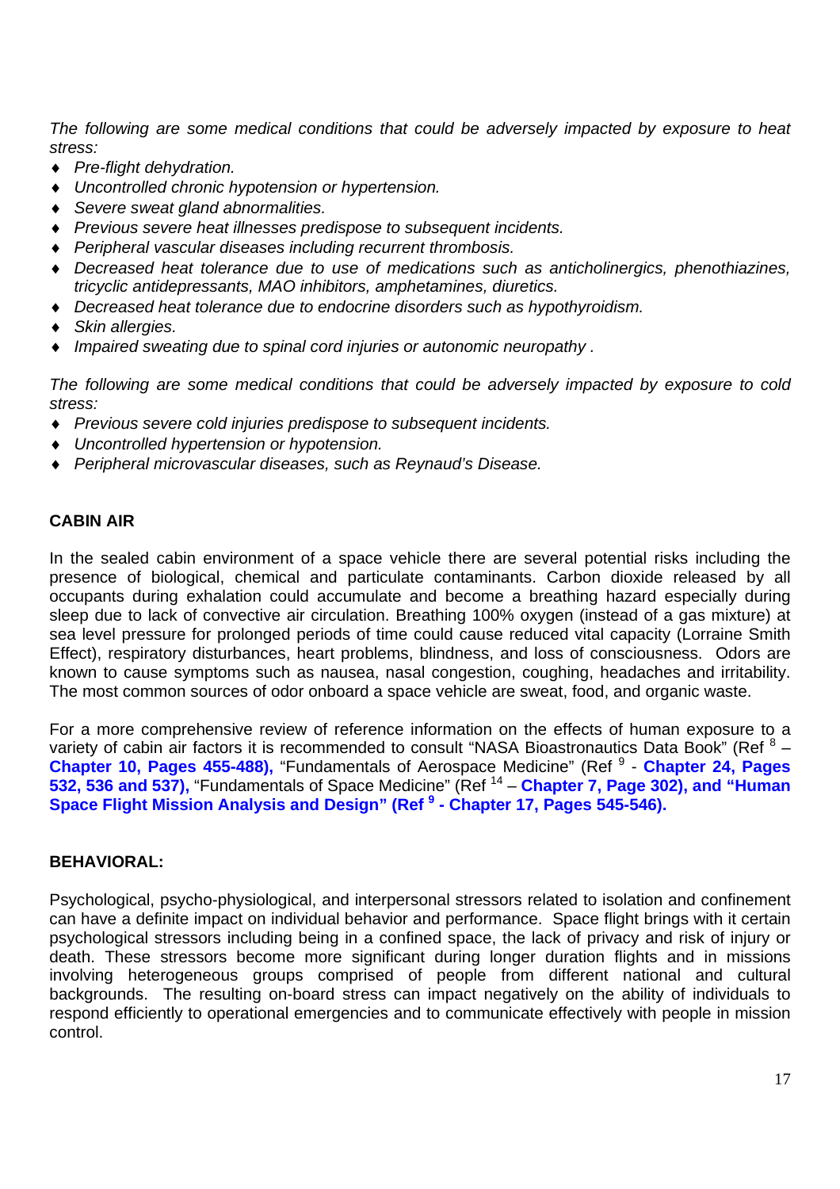*The following are some medical conditions that could be adversely impacted by exposure to heat stress:*

- *Pre-flight dehydration.*
- *Uncontrolled chronic hypotension or hypertension.*
- *Severe sweat gland abnormalities.*
- *Previous severe heat illnesses predispose to subsequent incidents.*
- *Peripheral vascular diseases including recurrent thrombosis.*
- *Decreased heat tolerance due to use of medications such as anticholinergics, phenothiazines, tricyclic antidepressants, MAO inhibitors, amphetamines, diuretics.*
- *Decreased heat tolerance due to endocrine disorders such as hypothyroidism.*
- *Skin allergies.*
- *Impaired sweating due to spinal cord injuries or autonomic neuropathy .*

*The following are some medical conditions that could be adversely impacted by exposure to cold stress:*

- *Previous severe cold injuries predispose to subsequent incidents.*
- *Uncontrolled hypertension or hypotension.*
- *Peripheral microvascular diseases, such as Reynaud's Disease.*

**CABIN AIR**

In the sealed cabin environment of a space vehicle there are several potential risks including the presence of biological, chemical and particulate contaminants. Carbon dioxide released by all occupants during exhalation could accumulate and become a breathing hazard especially during sleep due to lack of convective air circulation. Breathing 100% oxygen (instead of a gas mixture) at sea level pressure for prolonged periods of time could cause reduced vital capacity (Lorraine Smith Effect), respiratory disturbances, heart problems, blindness, and loss of consciousness. Odors are known to cause symptoms such as nausea, nasal congestion, coughing, headaches and irritability. The most common sources of odor onboard a space vehicle are sweat, food, and organic waste.

For a more comprehensive review of reference information on the effects of human exposure to a variety of cabin air factors it is recommended to consult "NASA Bioastronautics Data Book" (Ref [8] – **Chapter 10, Pages 455-488),** "Fundamentals of Aerospace Medicine" (Ref [9] - **Chapter 24, Pages 532, 536 and 537),** "Fundamentals of Space Medicine" (Ref [14] – **Chapter 7, Page 302), and "Human Space Flight Mission Analysis and Design" (Ref [9] - Chapter 17, Pages 545-546).**

**BEHAVIORAL:**

Psychological, psycho-physiological, and interpersonal stressors related to isolation and confinement can have a definite impact on individual behavior and performance. Space flight brings with it certain psychological stressors including being in a confined space, the lack of privacy and risk of injury or death. These stressors become more significant during longer duration flights and in missions involving heterogeneous groups comprised of people from different national and cultural backgrounds. The resulting on-board stress can impact negatively on the ability of individuals to respond efficiently to operational emergencies and to communicate effectively with people in mission control.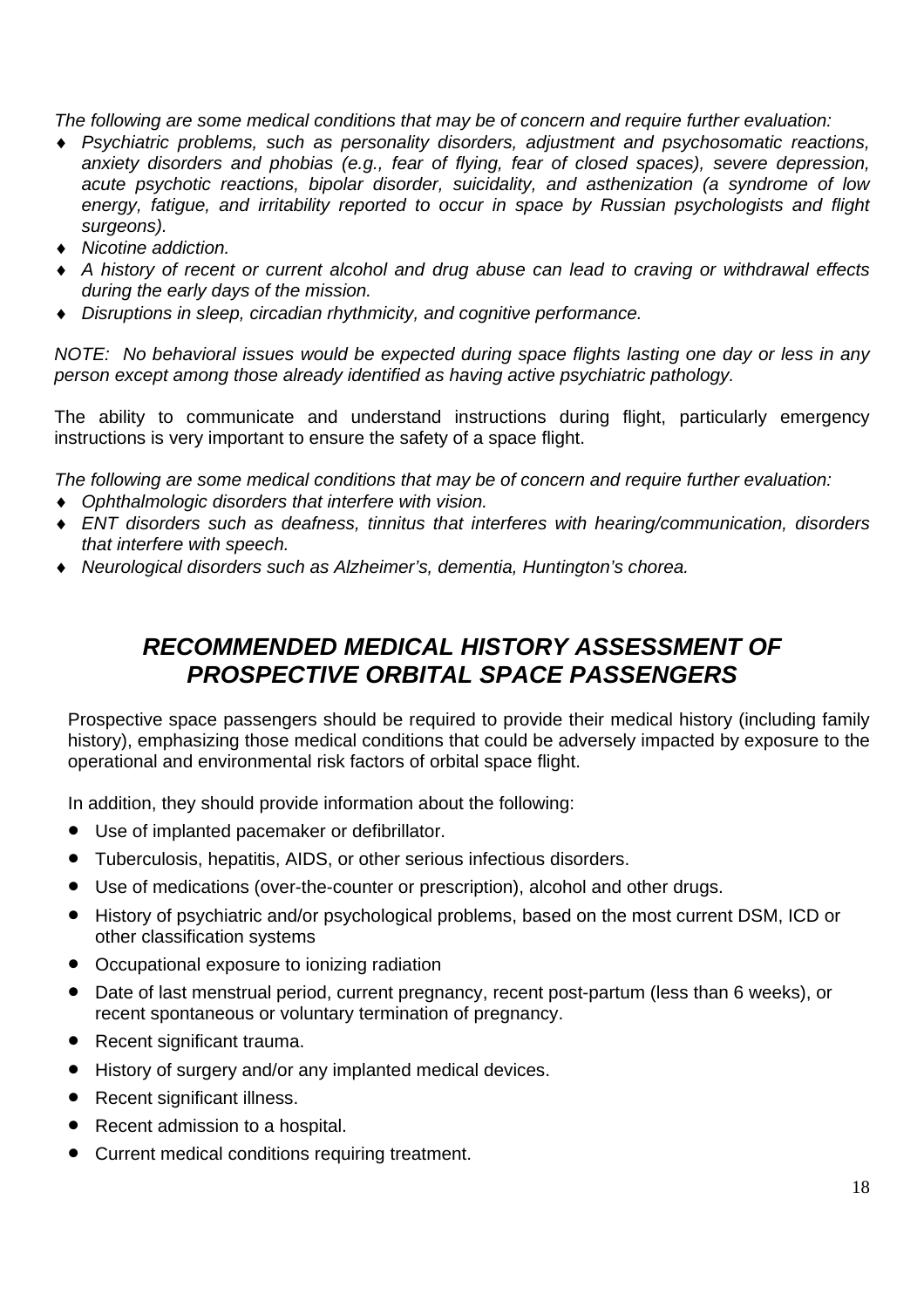*The following are some medical conditions that may be of concern and require further evaluation:*

- *Psychiatric problems, such as personality disorders, adjustment and psychosomatic reactions, anxiety disorders and phobias (e.g., fear of flying, fear of closed spaces), severe depression, acute psychotic reactions, bipolar disorder, suicidality, and asthenization (a syndrome of low energy, fatigue, and irritability reported to occur in space by Russian psychologists and flight surgeons).*
- *Nicotine addiction.*
- *A history of recent or current alcohol and drug abuse can lead to craving or withdrawal effects during the early days of the mission.*
- *Disruptions in sleep, circadian rhythmicity, and cognitive performance.*

*NOTE: No behavioral issues would be expected during space flights lasting one day or less in any person except among those already identified as having active psychiatric pathology.*

The ability to communicate and understand instructions during flight, particularly emergency instructions is very important to ensure the safety of a space flight.

*The following are some medical conditions that may be of concern and require further evaluation:*

- *Ophthalmologic disorders that interfere with vision.*
- *ENT disorders such as deafness, tinnitus that interferes with hearing/communication, disorders that interfere with speech.*
- *Neurological disorders such as Alzheimer's, dementia, Huntington's chorea.*

## *RECOMMENDED MEDICAL HISTORY ASSESSMENT OF PROSPECTIVE ORBITAL SPACE PASSENGERS*

Prospective space passengers should be required to provide their medical history (including family history), emphasizing those medical conditions that could be adversely impacted by exposure to the operational and environmental risk factors of orbital space flight.

In addition, they should provide information about the following:

- Use of implanted pacemaker or defibrillator.
- Tuberculosis, hepatitis, AIDS, or other serious infectious disorders.
- Use of medications (over-the-counter or prescription), alcohol and other drugs.
- History of psychiatric and/or psychological problems, based on the most current DSM, ICD or other classification systems
- Occupational exposure to ionizing radiation
- Date of last menstrual period, current pregnancy, recent post-partum (less than 6 weeks), or recent spontaneous or voluntary termination of pregnancy.
- Recent significant trauma.
- History of surgery and/or any implanted medical devices.
- Recent significant illness.
- Recent admission to a hospital.
- Current medical conditions requiring treatment.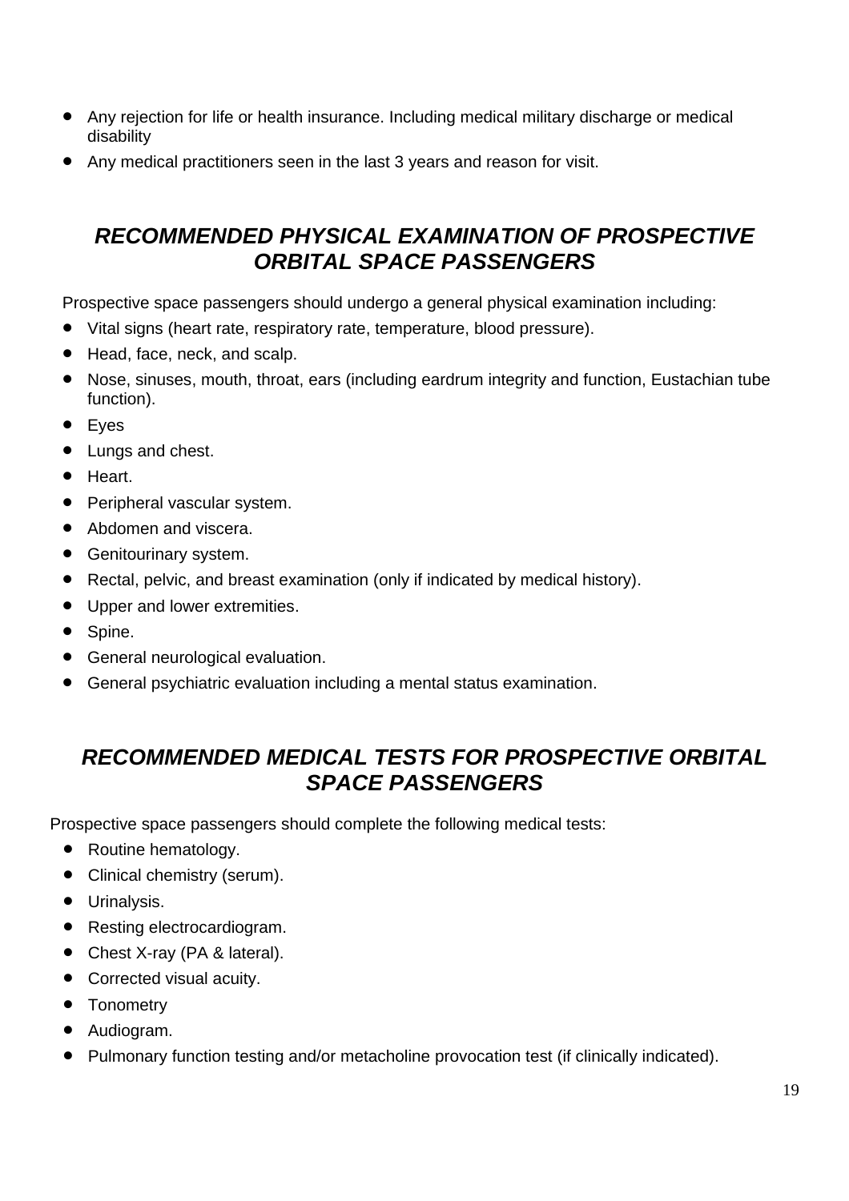- Any rejection for life or health insurance. Including medical military discharge or medical disability
- Any medical practitioners seen in the last 3 years and reason for visit.

## *RECOMMENDED PHYSICAL EXAMINATION OF PROSPECTIVE ORBITAL SPACE PASSENGERS*

Prospective space passengers should undergo a general physical examination including:

- Vital signs (heart rate, respiratory rate, temperature, blood pressure).
- Head, face, neck, and scalp.
- Nose, sinuses, mouth, throat, ears (including eardrum integrity and function, Eustachian tube function).
- Eyes
- Lungs and chest.
- Heart.
- Peripheral vascular system.
- Abdomen and viscera.
- Genitourinary system.
- Rectal, pelvic, and breast examination (only if indicated by medical history).
- Upper and lower extremities.
- Spine.
- General neurological evaluation.
- General psychiatric evaluation including a mental status examination.

## *RECOMMENDED MEDICAL TESTS FOR PROSPECTIVE ORBITAL SPACE PASSENGERS*

Prospective space passengers should complete the following medical tests:

- Routine hematology.
- Clinical chemistry (serum).
- Urinalysis.
- Resting electrocardiogram.
- Chest X-ray (PA & lateral).
- Corrected visual acuity.
- Tonometry
- Audiogram.
- Pulmonary function testing and/or metacholine provocation test (if clinically indicated).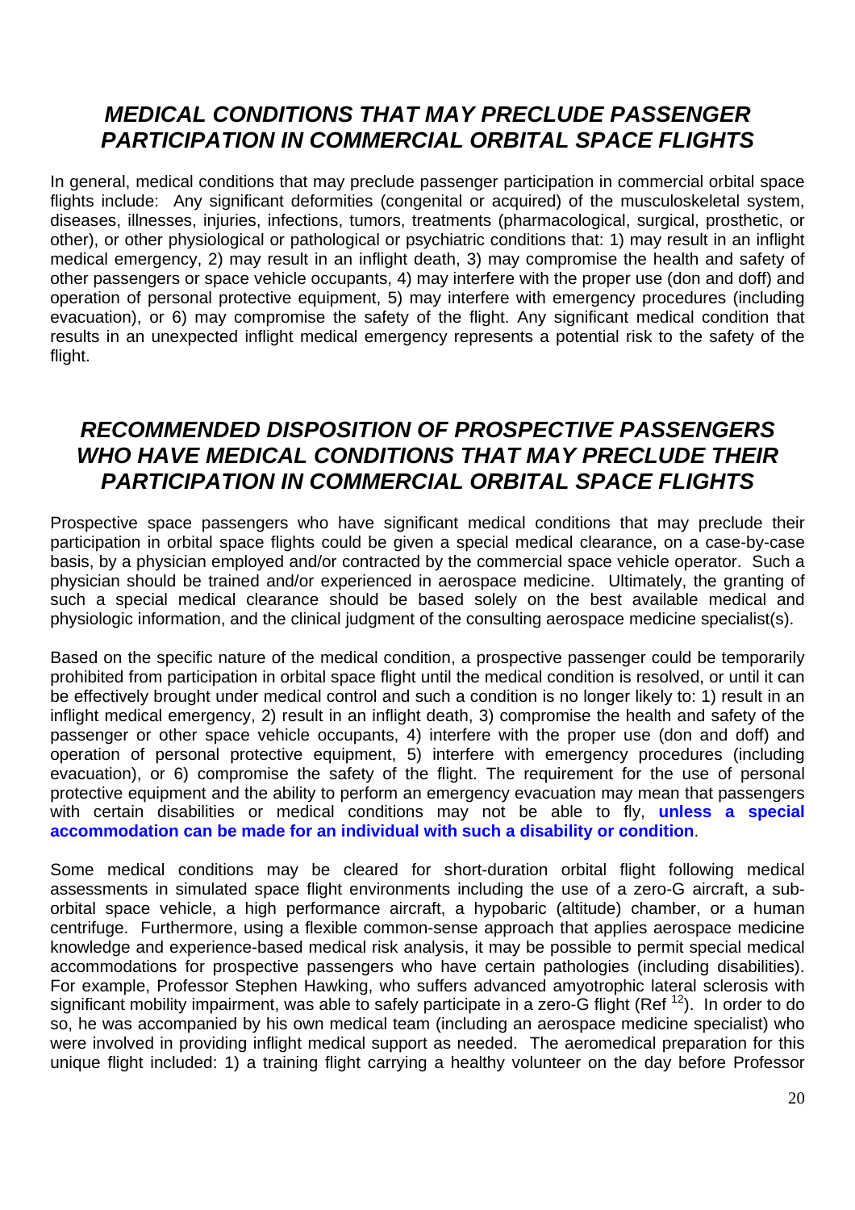## *MEDICAL CONDITIONS THAT MAY PRECLUDE PASSENGER PARTICIPATION IN COMMERCIAL ORBITAL SPACE FLIGHTS*

In general, medical conditions that may preclude passenger participation in commercial orbital space flights include: Any significant deformities (congenital or acquired) of the musculoskeletal system, diseases, illnesses, injuries, infections, tumors, treatments (pharmacological, surgical, prosthetic, or other), or other physiological or pathological or psychiatric conditions that: 1) may result in an inflight medical emergency, 2) may result in an inflight death, 3) may compromise the health and safety of other passengers or space vehicle occupants, 4) may interfere with the proper use (don and doff) and operation of personal protective equipment, 5) may interfere with emergency procedures (including evacuation), or 6) may compromise the safety of the flight. Any significant medical condition that results in an unexpected inflight medical emergency represents a potential risk to the safety of the flight.

## *RECOMMENDED DISPOSITION OF PROSPECTIVE PASSENGERS WHO HAVE MEDICAL CONDITIONS THAT MAY PRECLUDE THEIR PARTICIPATION IN COMMERCIAL ORBITAL SPACE FLIGHTS*

Prospective space passengers who have significant medical conditions that may preclude their participation in orbital space flights could be given a special medical clearance, on a case-by-case basis, by a physician employed and/or contracted by the commercial space vehicle operator. Such a physician should be trained and/or experienced in aerospace medicine. Ultimately, the granting of such a special medical clearance should be based solely on the best available medical and physiologic information, and the clinical judgment of the consulting aerospace medicine specialist(s).

Based on the specific nature of the medical condition, a prospective passenger could be temporarily prohibited from participation in orbital space flight until the medical condition is resolved, or until it can be effectively brought under medical control and such a condition is no longer likely to: 1) result in an inflight medical emergency, 2) result in an inflight death, 3) compromise the health and safety of the passenger or other space vehicle occupants, 4) interfere with the proper use (don and doff) and operation of personal protective equipment, 5) interfere with emergency procedures (including evacuation), or 6) compromise the safety of the flight. The requirement for the use of personal protective equipment and the ability to perform an emergency evacuation may mean that passengers with certain disabilities or medical conditions may not be able to fly, **unless a special accommodation can be made for an individual with such a disability or condition**.

Some medical conditions may be cleared for short-duration orbital flight following medical assessments in simulated space flight environments including the use of a zero-G aircraft, a sub-orbital space vehicle, a high performance aircraft, a hypobaric (altitude) chamber, or a human centrifuge. Furthermore, using a flexible common-sense approach that applies aerospace medicine knowledge and experience-based medical risk analysis, it may be possible to permit special medical accommodations for prospective passengers who have certain pathologies (including disabilities). For example, Professor Stephen Hawking, who suffers advanced amyotrophic lateral sclerosis with significant mobility impairment, was able to safely participate in a zero-G flight (Ref [12]). In order to do so, he was accompanied by his own medical team (including an aerospace medicine specialist) who were involved in providing inflight medical support as needed. The aeromedical preparation for this unique flight included: 1) a training flight carrying a healthy volunteer on the day before Professor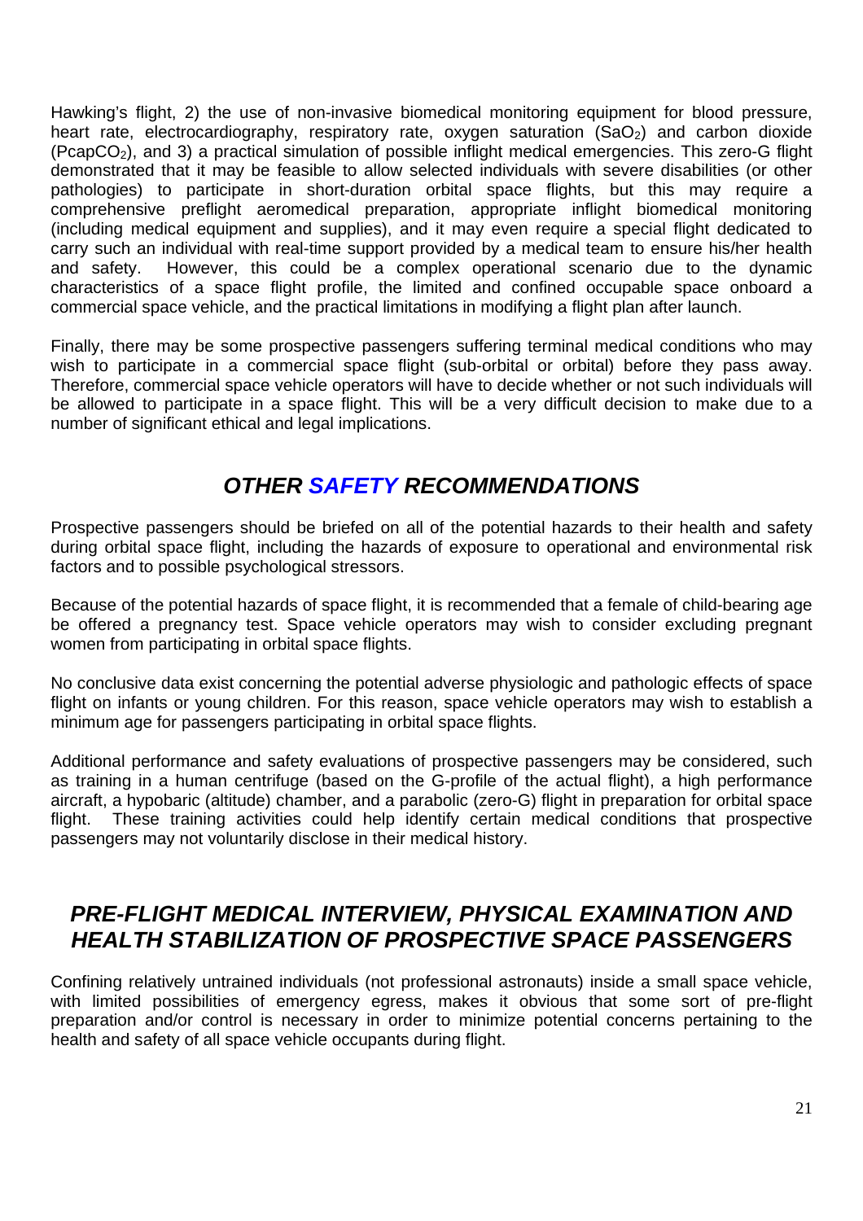Hawking's flight, 2) the use of non-invasive biomedical monitoring equipment for blood pressure, heart rate, electrocardiography, respiratory rate, oxygen saturation ($SaO_2$) and carbon dioxide ($PcapCO_2$), and 3) a practical simulation of possible inflight medical emergencies. This zero-G flight demonstrated that it may be feasible to allow selected individuals with severe disabilities (or other pathologies) to participate in short-duration orbital space flights, but this may require a comprehensive preflight aeromedical preparation, appropriate inflight biomedical monitoring (including medical equipment and supplies), and it may even require a special flight dedicated to carry such an individual with real-time support provided by a medical team to ensure his/her health and safety. However, this could be a complex operational scenario due to the dynamic characteristics of a space flight profile, the limited and confined occupable space onboard a commercial space vehicle, and the practical limitations in modifying a flight plan after launch.

Finally, there may be some prospective passengers suffering terminal medical conditions who may wish to participate in a commercial space flight (sub-orbital or orbital) before they pass away. Therefore, commercial space vehicle operators will have to decide whether or not such individuals will be allowed to participate in a space flight. This will be a very difficult decision to make due to a number of significant ethical and legal implications.

## *OTHER SAFETY RECOMMENDATIONS*

Prospective passengers should be briefed on all of the potential hazards to their health and safety during orbital space flight, including the hazards of exposure to operational and environmental risk factors and to possible psychological stressors.

Because of the potential hazards of space flight, it is recommended that a female of child-bearing age be offered a pregnancy test. Space vehicle operators may wish to consider excluding pregnant women from participating in orbital space flights.

No conclusive data exist concerning the potential adverse physiologic and pathologic effects of space flight on infants or young children. For this reason, space vehicle operators may wish to establish a minimum age for passengers participating in orbital space flights.

Additional performance and safety evaluations of prospective passengers may be considered, such as training in a human centrifuge (based on the G-profile of the actual flight), a high performance aircraft, a hypobaric (altitude) chamber, and a parabolic (zero-G) flight in preparation for orbital space flight. These training activities could help identify certain medical conditions that prospective passengers may not voluntarily disclose in their medical history.

## *PRE-FLIGHT MEDICAL INTERVIEW, PHYSICAL EXAMINATION AND HEALTH STABILIZATION OF PROSPECTIVE SPACE PASSENGERS*

Confining relatively untrained individuals (not professional astronauts) inside a small space vehicle, with limited possibilities of emergency egress, makes it obvious that some sort of pre-flight preparation and/or control is necessary in order to minimize potential concerns pertaining to the health and safety of all space vehicle occupants during flight.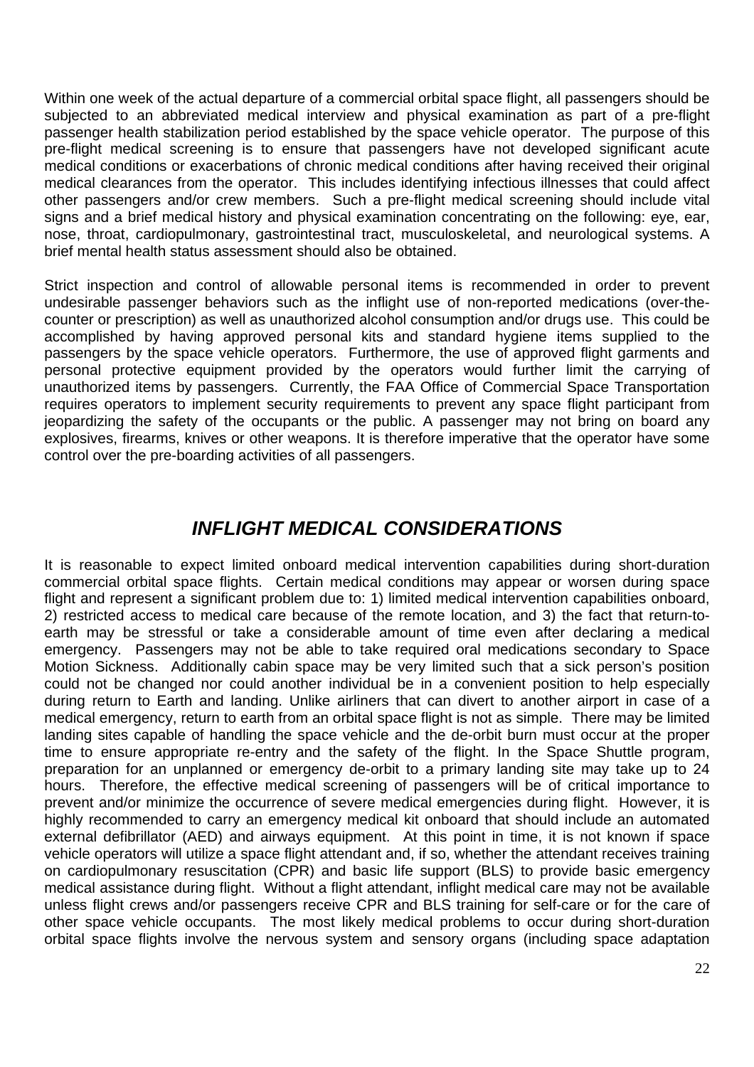Within one week of the actual departure of a commercial orbital space flight, all passengers should be subjected to an abbreviated medical interview and physical examination as part of a pre-flight passenger health stabilization period established by the space vehicle operator. The purpose of this pre-flight medical screening is to ensure that passengers have not developed significant acute medical conditions or exacerbations of chronic medical conditions after having received their original medical clearances from the operator. This includes identifying infectious illnesses that could affect other passengers and/or crew members. Such a pre-flight medical screening should include vital signs and a brief medical history and physical examination concentrating on the following: eye, ear, nose, throat, cardiopulmonary, gastrointestinal tract, musculoskeletal, and neurological systems. A brief mental health status assessment should also be obtained.

Strict inspection and control of allowable personal items is recommended in order to prevent undesirable passenger behaviors such as the inflight use of non-reported medications (over-the-counter or prescription) as well as unauthorized alcohol consumption and/or drugs use. This could be accomplished by having approved personal kits and standard hygiene items supplied to the passengers by the space vehicle operators. Furthermore, the use of approved flight garments and personal protective equipment provided by the operators would further limit the carrying of unauthorized items by passengers. Currently, the FAA Office of Commercial Space Transportation requires operators to implement security requirements to prevent any space flight participant from jeopardizing the safety of the occupants or the public. A passenger may not bring on board any explosives, firearms, knives or other weapons. It is therefore imperative that the operator have some control over the pre-boarding activities of all passengers.

## *INFLIGHT MEDICAL CONSIDERATIONS*

It is reasonable to expect limited onboard medical intervention capabilities during short-duration commercial orbital space flights. Certain medical conditions may appear or worsen during space flight and represent a significant problem due to: 1) limited medical intervention capabilities onboard, 2) restricted access to medical care because of the remote location, and 3) the fact that return-to-earth may be stressful or take a considerable amount of time even after declaring a medical emergency. Passengers may not be able to take required oral medications secondary to Space Motion Sickness. Additionally cabin space may be very limited such that a sick person's position could not be changed nor could another individual be in a convenient position to help especially during return to Earth and landing. Unlike airliners that can divert to another airport in case of a medical emergency, return to earth from an orbital space flight is not as simple. There may be limited landing sites capable of handling the space vehicle and the de-orbit burn must occur at the proper time to ensure appropriate re-entry and the safety of the flight. In the Space Shuttle program, preparation for an unplanned or emergency de-orbit to a primary landing site may take up to 24 hours. Therefore, the effective medical screening of passengers will be of critical importance to prevent and/or minimize the occurrence of severe medical emergencies during flight. However, it is highly recommended to carry an emergency medical kit onboard that should include an automated external defibrillator (AED) and airways equipment. At this point in time, it is not known if space vehicle operators will utilize a space flight attendant and, if so, whether the attendant receives training on cardiopulmonary resuscitation (CPR) and basic life support (BLS) to provide basic emergency medical assistance during flight. Without a flight attendant, inflight medical care may not be available unless flight crews and/or passengers receive CPR and BLS training for self-care or for the care of other space vehicle occupants. The most likely medical problems to occur during short-duration orbital space flights involve the nervous system and sensory organs (including space adaptation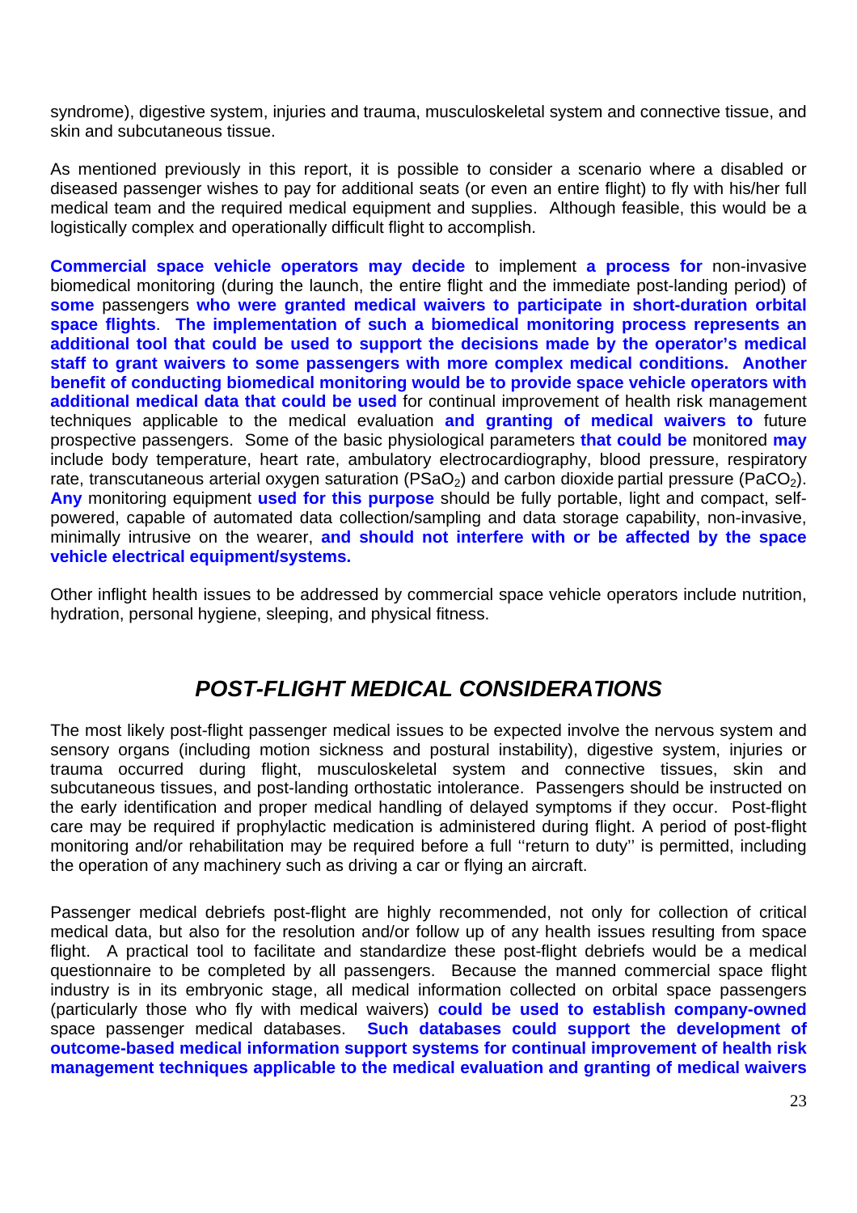syndrome), digestive system, injuries and trauma, musculoskeletal system and connective tissue, and skin and subcutaneous tissue.

As mentioned previously in this report, it is possible to consider a scenario where a disabled or diseased passenger wishes to pay for additional seats (or even an entire flight) to fly with his/her full medical team and the required medical equipment and supplies. Although feasible, this would be a logistically complex and operationally difficult flight to accomplish.

**Commercial space vehicle operators may decide** to implement **a process for** non-invasive biomedical monitoring (during the launch, the entire flight and the immediate post-landing period) of **some** passengers **who were granted medical waivers to participate in short-duration orbital space flights**. **The implementation of such a biomedical monitoring process represents an additional tool that could be used to support the decisions made by the operator's medical staff to grant waivers to some passengers with more complex medical conditions. Another benefit of conducting biomedical monitoring would be to provide space vehicle operators with additional medical data that could be used** for continual improvement of health risk management techniques applicable to the medical evaluation **and granting of medical waivers to** future prospective passengers. Some of the basic physiological parameters **that could be** monitored **may** include body temperature, heart rate, ambulatory electrocardiography, blood pressure, respiratory rate, transcutaneous arterial oxygen saturation ($PSaO_2$) and carbon dioxide partial pressure ($PaCO_2$). **Any** monitoring equipment **used for this purpose** should be fully portable, light and compact, self-powered, capable of automated data collection/sampling and data storage capability, non-invasive, minimally intrusive on the wearer, **and should not interfere with or be affected by the space vehicle electrical equipment/systems.**

Other inflight health issues to be addressed by commercial space vehicle operators include nutrition, hydration, personal hygiene, sleeping, and physical fitness.

## *POST-FLIGHT MEDICAL CONSIDERATIONS*

The most likely post-flight passenger medical issues to be expected involve the nervous system and sensory organs (including motion sickness and postural instability), digestive system, injuries or trauma occurred during flight, musculoskeletal system and connective tissues, skin and subcutaneous tissues, and post-landing orthostatic intolerance. Passengers should be instructed on the early identification and proper medical handling of delayed symptoms if they occur. Post-flight care may be required if prophylactic medication is administered during flight. A period of post-flight monitoring and/or rehabilitation may be required before a full ''return to duty'' is permitted, including the operation of any machinery such as driving a car or flying an aircraft.

Passenger medical debriefs post-flight are highly recommended, not only for collection of critical medical data, but also for the resolution and/or follow up of any health issues resulting from space flight. A practical tool to facilitate and standardize these post-flight debriefs would be a medical questionnaire to be completed by all passengers. Because the manned commercial space flight industry is in its embryonic stage, all medical information collected on orbital space passengers (particularly those who fly with medical waivers) **could be used to establish company-owned** space passenger medical databases. **Such databases could support the development of outcome-based medical information support systems for continual improvement of health risk management techniques applicable to the medical evaluation and granting of medical waivers**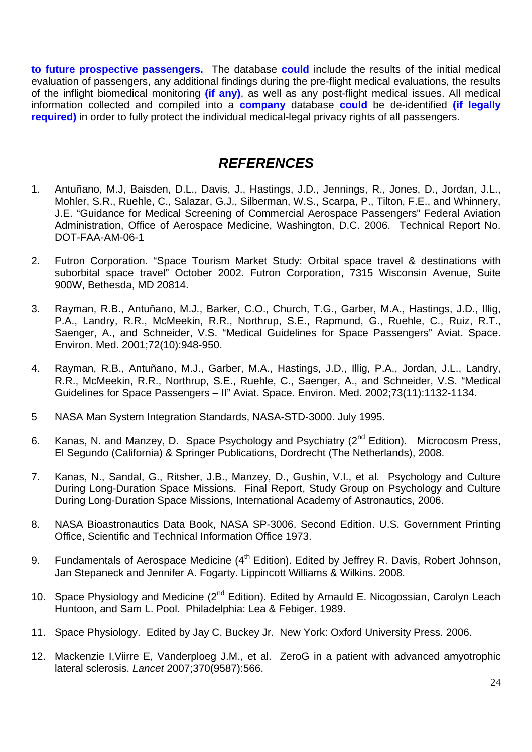**to future prospective passengers.** The database **could** include the results of the initial medical evaluation of passengers, any additional findings during the pre-flight medical evaluations, the results of the inflight biomedical monitoring **(if any)**, as well as any post-flight medical issues. All medical information collected and compiled into a **company** database **could** be de-identified **(if legally required)** in order to fully protect the individual medical-legal privacy rights of all passengers.

## *REFERENCES*

1. Antuñano, M.J, Baisden, D.L., Davis, J., Hastings, J.D., Jennings, R., Jones, D., Jordan, J.L., Mohler, S.R., Ruehle, C., Salazar, G.J., Silberman, W.S., Scarpa, P., Tilton, F.E., and Whinnery, J.E. "Guidance for Medical Screening of Commercial Aerospace Passengers" Federal Aviation Administration, Office of Aerospace Medicine, Washington, D.C. 2006. Technical Report No. DOT-FAA-AM-06-1

2. Futron Corporation. "Space Tourism Market Study: Orbital space travel & destinations with suborbital space travel" October 2002. Futron Corporation, 7315 Wisconsin Avenue, Suite 900W, Bethesda, MD 20814.

3. Rayman, R.B., Antuñano, M.J., Barker, C.O., Church, T.G., Garber, M.A., Hastings, J.D., Illig, P.A., Landry, R.R., McMeekin, R.R., Northrup, S.E., Rapmund, G., Ruehle, C., Ruiz, R.T., Saenger, A., and Schneider, V.S. "Medical Guidelines for Space Passengers" Aviat. Space. Environ. Med. 2001;72(10):948-950.

4. Rayman, R.B., Antuñano, M.J., Garber, M.A., Hastings, J.D., Illig, P.A., Jordan, J.L., Landry, R.R., McMeekin, R.R., Northrup, S.E., Ruehle, C., Saenger, A., and Schneider, V.S. "Medical Guidelines for Space Passengers – II" Aviat. Space. Environ. Med. 2002;73(11):1132-1134.

5. NASA Man System Integration Standards, NASA-STD-3000. July 1995.

6. Kanas, N. and Manzey, D. Space Psychology and Psychiatry (2nd Edition). Microcosm Press, El Segundo (California) & Springer Publications, Dordrecht (The Netherlands), 2008.

7. Kanas, N., Sandal, G., Ritsher, J.B., Manzey, D., Gushin, V.I., et al. Psychology and Culture During Long-Duration Space Missions. Final Report, Study Group on Psychology and Culture During Long-Duration Space Missions, International Academy of Astronautics, 2006.

8. NASA Bioastronautics Data Book, NASA SP-3006. Second Edition. U.S. Government Printing Office, Scientific and Technical Information Office 1973.

9. Fundamentals of Aerospace Medicine (4th Edition). Edited by Jeffrey R. Davis, Robert Johnson, Jan Stepaneck and Jennifer A. Fogarty. Lippincott Williams & Wilkins. 2008.

10. Space Physiology and Medicine (2nd Edition). Edited by Arnauld E. Nicogossian, Carolyn Leach Huntoon, and Sam L. Pool. Philadelphia: Lea & Febiger. 1989.

11. Space Physiology. Edited by Jay C. Buckey Jr. New York: Oxford University Press. 2006.

12. Mackenzie I,Viirre E, Vanderploeg J.M., et al. ZeroG in a patient with advanced amyotrophic lateral sclerosis. *Lancet* 2007;370(9587):566.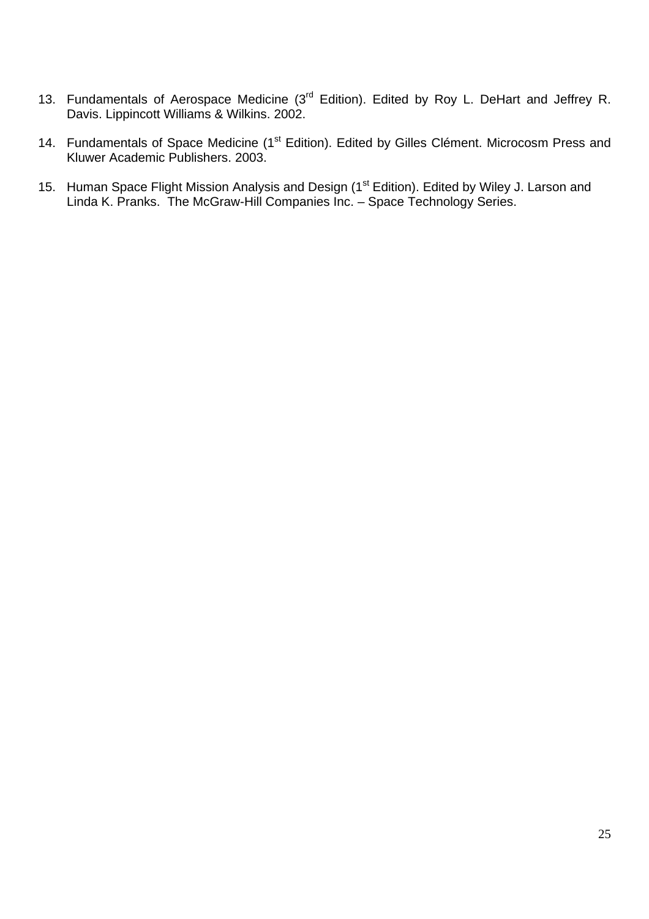13. Fundamentals of Aerospace Medicine (3rd Edition). Edited by Roy L. DeHart and Jeffrey R. Davis. Lippincott Williams & Wilkins. 2002.

14. Fundamentals of Space Medicine (1st Edition). Edited by Gilles Clément. Microcosm Press and Kluwer Academic Publishers. 2003.

15. Human Space Flight Mission Analysis and Design (1st Edition). Edited by Wiley J. Larson and Linda K. Pranks. The McGraw-Hill Companies Inc. – Space Technology Series.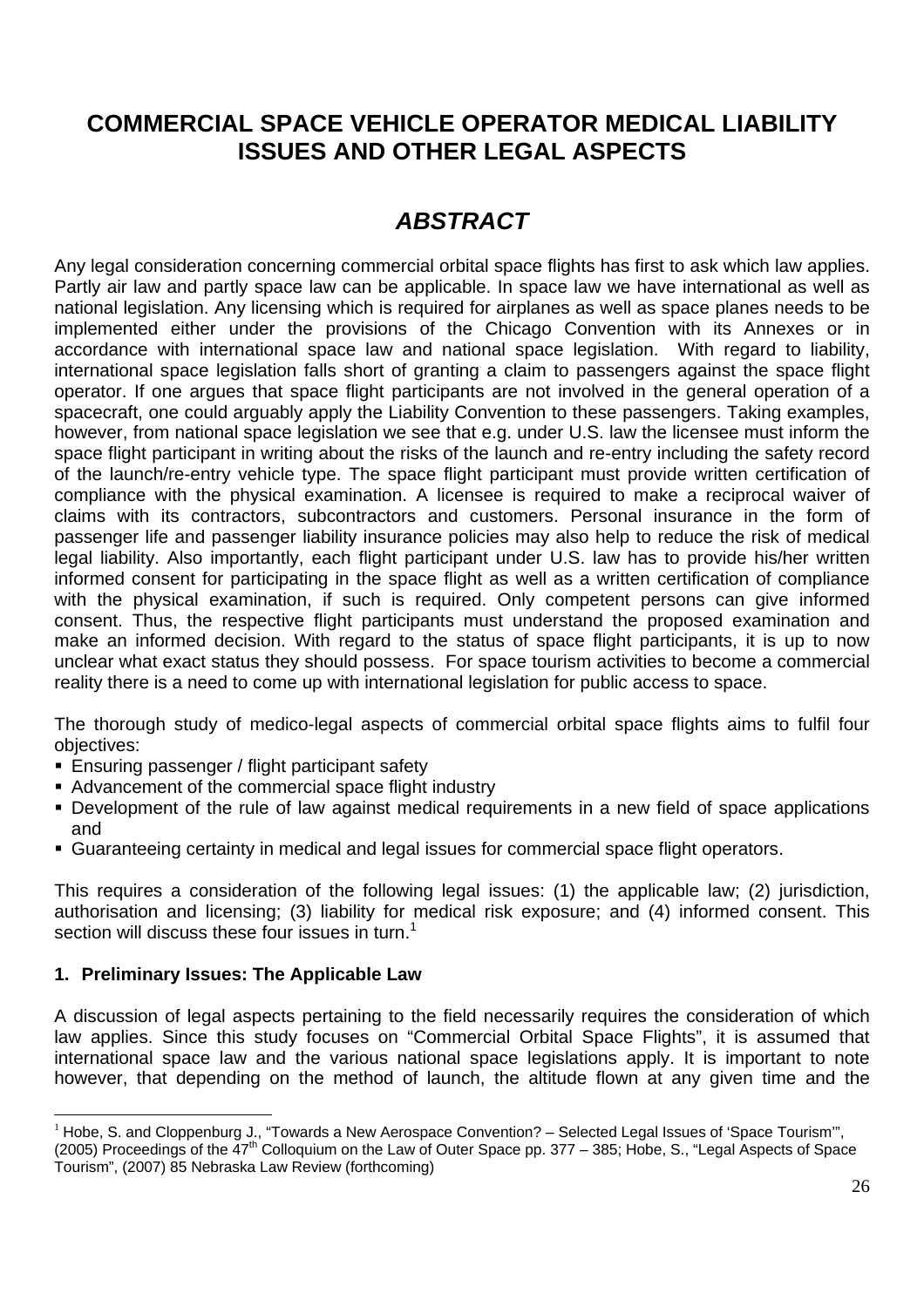# COMMERCIAL SPACE VEHICLE OPERATOR MEDICAL LIABILITY ISSUES AND OTHER LEGAL ASPECTS

## *ABSTRACT*

Any legal consideration concerning commercial orbital space flights has first to ask which law applies. Partly air law and partly space law can be applicable. In space law we have international as well as national legislation. Any licensing which is required for airplanes as well as space planes needs to be implemented either under the provisions of the Chicago Convention with its Annexes or in accordance with international space law and national space legislation. With regard to liability, international space legislation falls short of granting a claim to passengers against the space flight operator. If one argues that space flight participants are not involved in the general operation of a spacecraft, one could arguably apply the Liability Convention to these passengers. Taking examples, however, from national space legislation we see that e.g. under U.S. law the licensee must inform the space flight participant in writing about the risks of the launch and re-entry including the safety record of the launch/re-entry vehicle type. The space flight participant must provide written certification of compliance with the physical examination. A licensee is required to make a reciprocal waiver of claims with its contractors, subcontractors and customers. Personal insurance in the form of passenger life and passenger liability insurance policies may also help to reduce the risk of medical legal liability. Also importantly, each flight participant under U.S. law has to provide his/her written informed consent for participating in the space flight as well as a written certification of compliance with the physical examination, if such is required. Only competent persons can give informed consent. Thus, the respective flight participants must understand the proposed examination and make an informed decision. With regard to the status of space flight participants, it is up to now unclear what exact status they should possess. For space tourism activities to become a commercial reality there is a need to come up with international legislation for public access to space.

The thorough study of medico-legal aspects of commercial orbital space flights aims to fulfil four objectives:

- Ensuring passenger / flight participant safety
- Advancement of the commercial space flight industry
- Development of the rule of law against medical requirements in a new field of space applications and
- Guaranteeing certainty in medical and legal issues for commercial space flight operators.

This requires a consideration of the following legal issues: (1) the applicable law; (2) jurisdiction, authorisation and licensing; (3) liability for medical risk exposure; and (4) informed consent. This section will discuss these four issues in turn.[1]

### 1. Preliminary Issues: The Applicable Law

A discussion of legal aspects pertaining to the field necessarily requires the consideration of which law applies. Since this study focuses on "Commercial Orbital Space Flights", it is assumed that international space law and the various national space legislations apply. It is important to note however, that depending on the method of launch, the altitude flown at any given time and the

[1] Hobe, S. and Cloppenburg J., "Towards a New Aerospace Convention? – Selected Legal Issues of 'Space Tourism'", (2005) Proceedings of the 47th Colloquium on the Law of Outer Space pp. 377 – 385; Hobe, S., "Legal Aspects of Space Tourism", (2007) 85 Nebraska Law Review (forthcoming)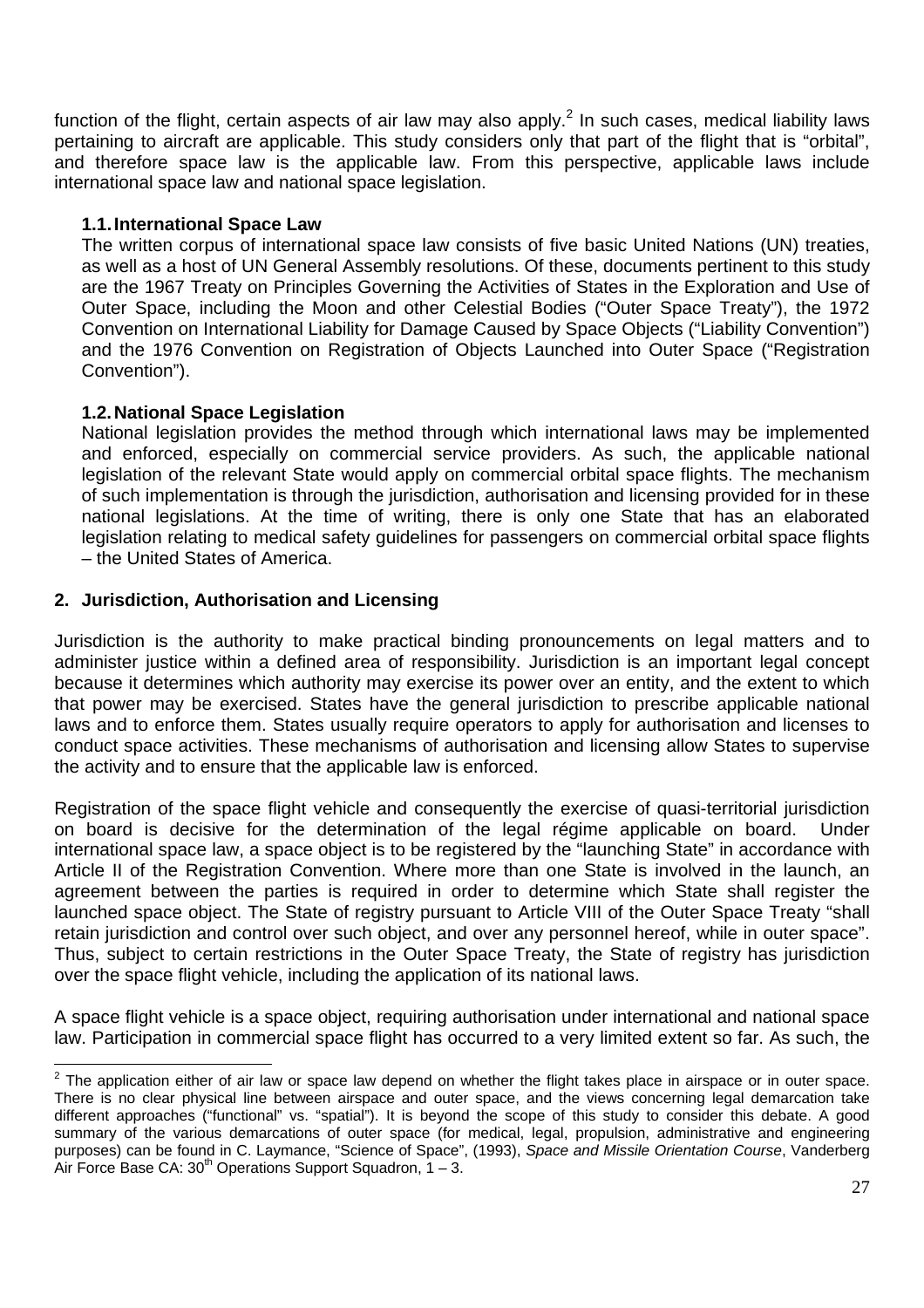function of the flight, certain aspects of air law may also apply.[2] In such cases, medical liability laws pertaining to aircraft are applicable. This study considers only that part of the flight that is "orbital", and therefore space law is the applicable law. From this perspective, applicable laws include international space law and national space legislation.

### 1.1. International Space Law

The written corpus of international space law consists of five basic United Nations (UN) treaties, as well as a host of UN General Assembly resolutions. Of these, documents pertinent to this study are the 1967 Treaty on Principles Governing the Activities of States in the Exploration and Use of Outer Space, including the Moon and other Celestial Bodies ("Outer Space Treaty"), the 1972 Convention on International Liability for Damage Caused by Space Objects ("Liability Convention") and the 1976 Convention on Registration of Objects Launched into Outer Space ("Registration Convention").

### 1.2. National Space Legislation

National legislation provides the method through which international laws may be implemented and enforced, especially on commercial service providers. As such, the applicable national legislation of the relevant State would apply on commercial orbital space flights. The mechanism of such implementation is through the jurisdiction, authorisation and licensing provided for in these national legislations. At the time of writing, there is only one State that has an elaborated legislation relating to medical safety guidelines for passengers on commercial orbital space flights – the United States of America.

## 2. Jurisdiction, Authorisation and Licensing

Jurisdiction is the authority to make practical binding pronouncements on legal matters and to administer justice within a defined area of responsibility. Jurisdiction is an important legal concept because it determines which authority may exercise its power over an entity, and the extent to which that power may be exercised. States have the general jurisdiction to prescribe applicable national laws and to enforce them. States usually require operators to apply for authorisation and licenses to conduct space activities. These mechanisms of authorisation and licensing allow States to supervise the activity and to ensure that the applicable law is enforced.

Registration of the space flight vehicle and consequently the exercise of quasi-territorial jurisdiction on board is decisive for the determination of the legal régime applicable on board. Under international space law, a space object is to be registered by the "launching State" in accordance with Article II of the Registration Convention. Where more than one State is involved in the launch, an agreement between the parties is required in order to determine which State shall register the launched space object. The State of registry pursuant to Article VIII of the Outer Space Treaty "shall retain jurisdiction and control over such object, and over any personnel hereof, while in outer space". Thus, subject to certain restrictions in the Outer Space Treaty, the State of registry has jurisdiction over the space flight vehicle, including the application of its national laws.

A space flight vehicle is a space object, requiring authorisation under international and national space law. Participation in commercial space flight has occurred to a very limited extent so far. As such, the

---

[2] The application either of air law or space law depend on whether the flight takes place in airspace or in outer space. There is no clear physical line between airspace and outer space, and the views concerning legal demarcation take different approaches ("functional" vs. "spatial"). It is beyond the scope of this study to consider this debate. A good summary of the various demarcations of outer space (for medical, legal, propulsion, administrative and engineering purposes) can be found in C. Laymance, "Science of Space", (1993), *Space and Missile Orientation Course*, Vanderberg Air Force Base CA: 30th Operations Support Squadron, 1 – 3.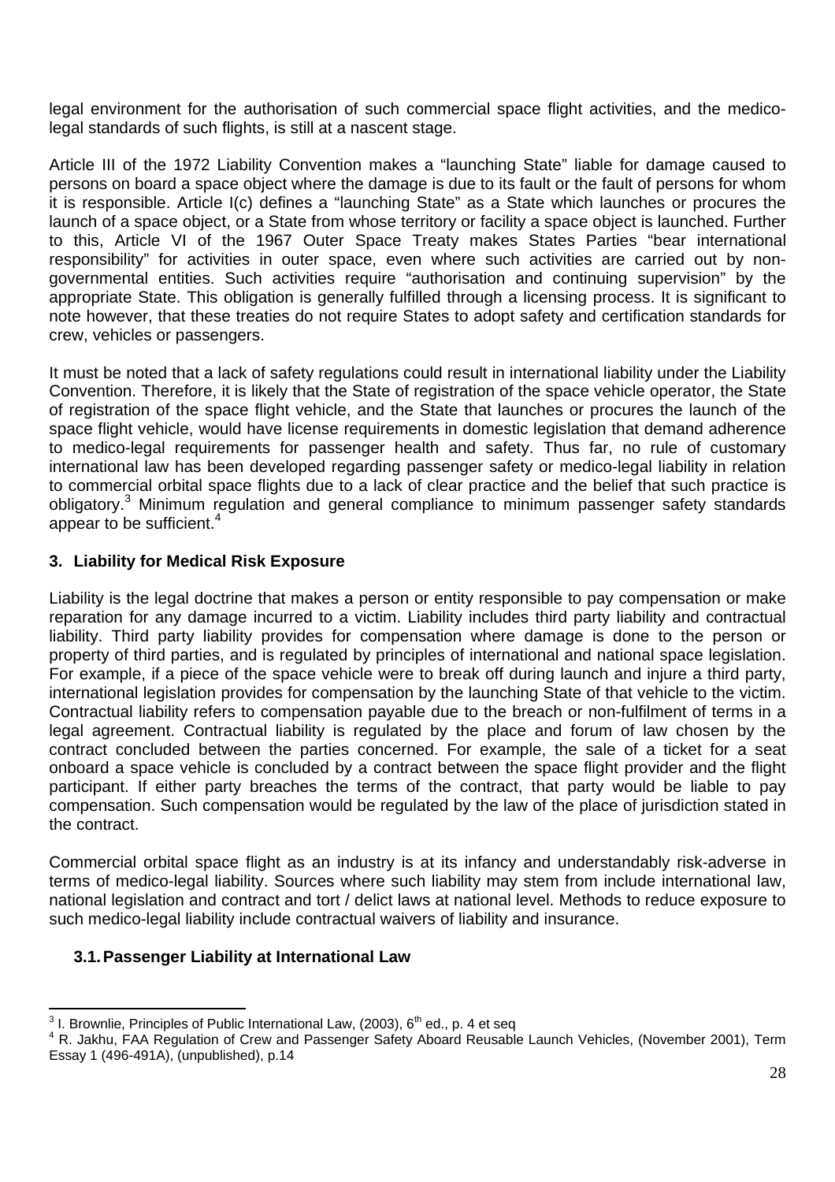legal environment for the authorisation of such commercial space flight activities, and the medico-legal standards of such flights, is still at a nascent stage.

Article III of the 1972 Liability Convention makes a "launching State" liable for damage caused to persons on board a space object where the damage is due to its fault or the fault of persons for whom it is responsible. Article I(c) defines a "launching State" as a State which launches or procures the launch of a space object, or a State from whose territory or facility a space object is launched. Further to this, Article VI of the 1967 Outer Space Treaty makes States Parties "bear international responsibility" for activities in outer space, even where such activities are carried out by non-governmental entities. Such activities require "authorisation and continuing supervision" by the appropriate State. This obligation is generally fulfilled through a licensing process. It is significant to note however, that these treaties do not require States to adopt safety and certification standards for crew, vehicles or passengers.

It must be noted that a lack of safety regulations could result in international liability under the Liability Convention. Therefore, it is likely that the State of registration of the space vehicle operator, the State of registration of the space flight vehicle, and the State that launches or procures the launch of the space flight vehicle, would have license requirements in domestic legislation that demand adherence to medico-legal requirements for passenger health and safety. Thus far, no rule of customary international law has been developed regarding passenger safety or medico-legal liability in relation to commercial orbital space flights due to a lack of clear practice and the belief that such practice is obligatory.[3] Minimum regulation and general compliance to minimum passenger safety standards appear to be sufficient.[4]

## 3. Liability for Medical Risk Exposure

Liability is the legal doctrine that makes a person or entity responsible to pay compensation or make reparation for any damage incurred to a victim. Liability includes third party liability and contractual liability. Third party liability provides for compensation where damage is done to the person or property of third parties, and is regulated by principles of international and national space legislation. For example, if a piece of the space vehicle were to break off during launch and injure a third party, international legislation provides for compensation by the launching State of that vehicle to the victim. Contractual liability refers to compensation payable due to the breach or non-fulfilment of terms in a legal agreement. Contractual liability is regulated by the place and forum of law chosen by the contract concluded between the parties concerned. For example, the sale of a ticket for a seat onboard a space vehicle is concluded by a contract between the space flight provider and the flight participant. If either party breaches the terms of the contract, that party would be liable to pay compensation. Such compensation would be regulated by the law of the place of jurisdiction stated in the contract.

Commercial orbital space flight as an industry is at its infancy and understandably risk-adverse in terms of medico-legal liability. Sources where such liability may stem from include international law, national legislation and contract and tort / delict laws at national level. Methods to reduce exposure to such medico-legal liability include contractual waivers of liability and insurance.

### 3.1. Passenger Liability at International Law

---

[3] I. Brownlie, Principles of Public International Law, (2003), 6th ed., p. 4 et seq

[4] R. Jakhu, FAA Regulation of Crew and Passenger Safety Aboard Reusable Launch Vehicles, (November 2001), Term Essay 1 (496-491A), (unpublished), p.14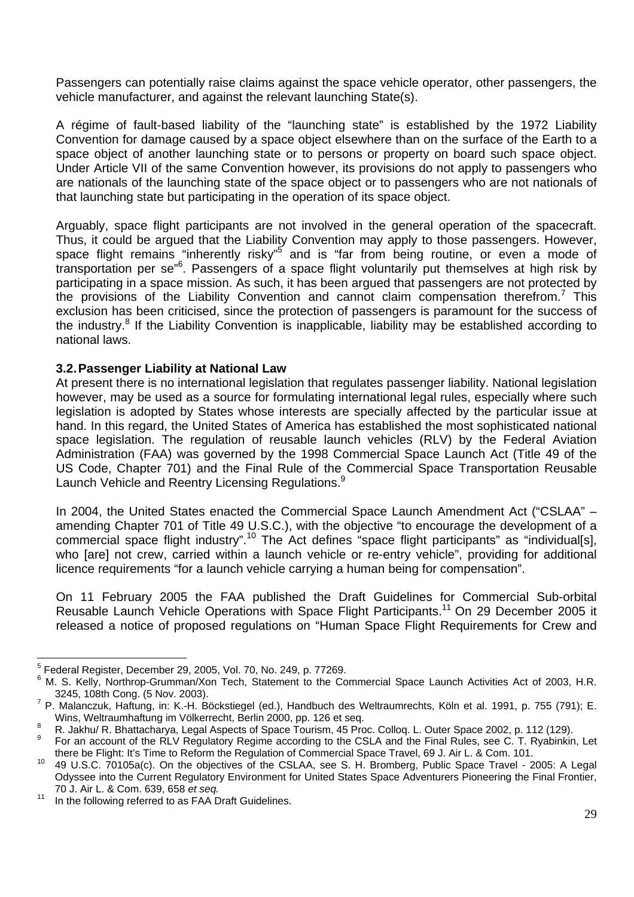Passengers can potentially raise claims against the space vehicle operator, other passengers, the vehicle manufacturer, and against the relevant launching State(s).

A régime of fault-based liability of the "launching state" is established by the 1972 Liability Convention for damage caused by a space object elsewhere than on the surface of the Earth to a space object of another launching state or to persons or property on board such space object. Under Article VII of the same Convention however, its provisions do not apply to passengers who are nationals of the launching state of the space object or to passengers who are not nationals of that launching state but participating in the operation of its space object.

Arguably, space flight participants are not involved in the general operation of the spacecraft. Thus, it could be argued that the Liability Convention may apply to those passengers. However, space flight remains "inherently risky"[5] and is "far from being routine, or even a mode of transportation per se"[6]. Passengers of a space flight voluntarily put themselves at high risk by participating in a space mission. As such, it has been argued that passengers are not protected by the provisions of the Liability Convention and cannot claim compensation therefrom.[7] This exclusion has been criticised, since the protection of passengers is paramount for the success of the industry.[8] If the Liability Convention is inapplicable, liability may be established according to national laws.

### 3.2. Passenger Liability at National Law

At present there is no international legislation that regulates passenger liability. National legislation however, may be used as a source for formulating international legal rules, especially where such legislation is adopted by States whose interests are specially affected by the particular issue at hand. In this regard, the United States of America has established the most sophisticated national space legislation. The regulation of reusable launch vehicles (RLV) by the Federal Aviation Administration (FAA) was governed by the 1998 Commercial Space Launch Act (Title 49 of the US Code, Chapter 701) and the Final Rule of the Commercial Space Transportation Reusable Launch Vehicle and Reentry Licensing Regulations.[9]

In 2004, the United States enacted the Commercial Space Launch Amendment Act ("CSLAA" – amending Chapter 701 of Title 49 U.S.C.), with the objective "to encourage the development of a commercial space flight industry".[10] The Act defines "space flight participants" as "individual[s], who [are] not crew, carried within a launch vehicle or re-entry vehicle", providing for additional licence requirements "for a launch vehicle carrying a human being for compensation".

On 11 February 2005 the FAA published the Draft Guidelines for Commercial Sub-orbital Reusable Launch Vehicle Operations with Space Flight Participants.[11] On 29 December 2005 it released a notice of proposed regulations on "Human Space Flight Requirements for Crew and

---

[5] Federal Register, December 29, 2005, Vol. 70, No. 249, p. 77269.

[6] M. S. Kelly, Northrop-Grumman/Xon Tech, Statement to the Commercial Space Launch Activities Act of 2003, H.R. 3245, 108th Cong. (5 Nov. 2003).

[7] P. Malanczuk, Haftung, in: K.-H. Böckstiegel (ed.), Handbuch des Weltraumrechts, Köln et al. 1991, p. 755 (791); E. Wins, Weltraumhaftung im Völkerrecht, Berlin 2000, pp. 126 et seq.

[8] R. Jakhu/ R. Bhattacharya, Legal Aspects of Space Tourism, 45 Proc. Colloq. L. Outer Space 2002, p. 112 (129).

[9] For an account of the RLV Regulatory Regime according to the CSLA and the Final Rules, see C. T. Ryabinkin, Let there be Flight: It's Time to Reform the Regulation of Commercial Space Travel, 69 J. Air L. & Com. 101.

[10] 49 U.S.C. 70105a(c). On the objectives of the CSLAA, see S. H. Bromberg, Public Space Travel - 2005: A Legal Odyssee into the Current Regulatory Environment for United States Space Adventurers Pioneering the Final Frontier, 70 J. Air L. & Com. 639, 658 *et seq.*

[11] In the following referred to as FAA Draft Guidelines.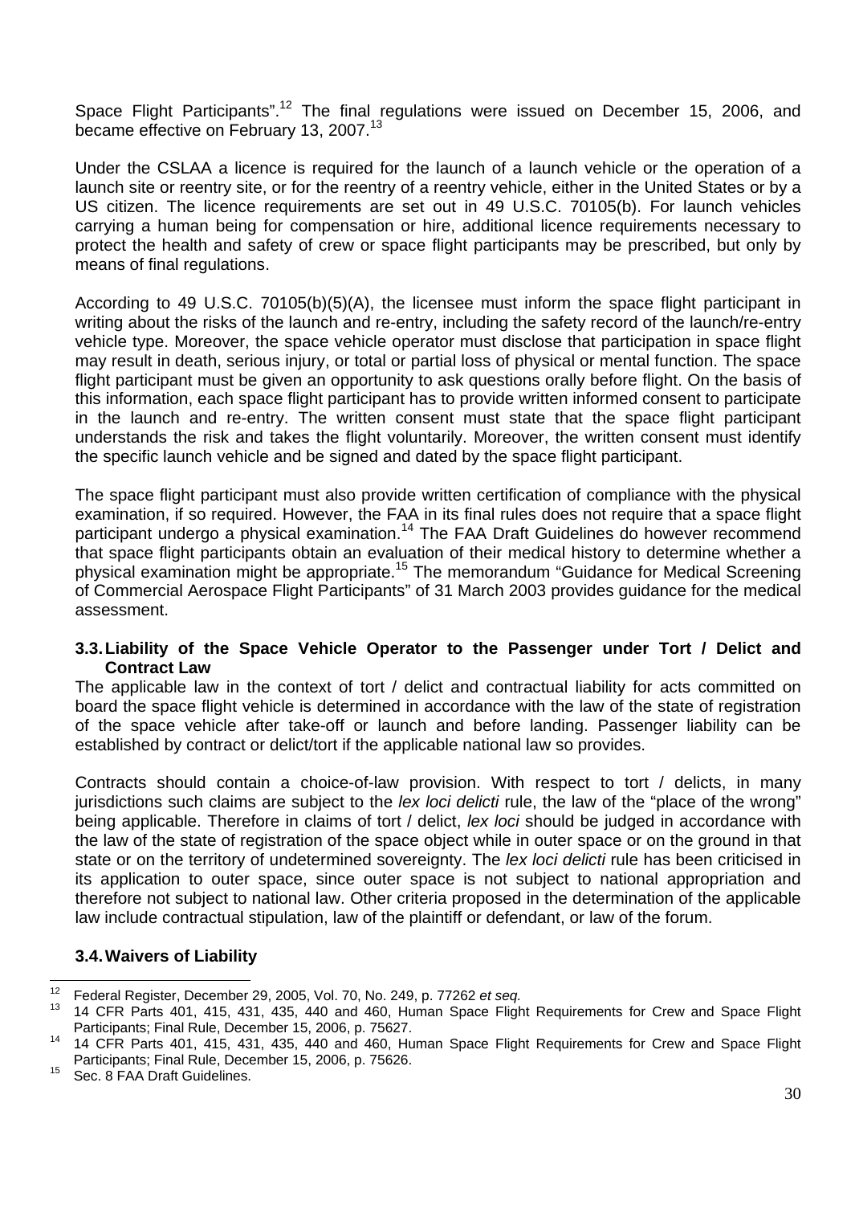Space Flight Participants".[12] The final regulations were issued on December 15, 2006, and became effective on February 13, 2007.[13]

Under the CSLAA a licence is required for the launch of a launch vehicle or the operation of a launch site or reentry site, or for the reentry of a reentry vehicle, either in the United States or by a US citizen. The licence requirements are set out in 49 U.S.C. 70105(b). For launch vehicles carrying a human being for compensation or hire, additional licence requirements necessary to protect the health and safety of crew or space flight participants may be prescribed, but only by means of final regulations.

According to 49 U.S.C. 70105(b)(5)(A), the licensee must inform the space flight participant in writing about the risks of the launch and re-entry, including the safety record of the launch/re-entry vehicle type. Moreover, the space vehicle operator must disclose that participation in space flight may result in death, serious injury, or total or partial loss of physical or mental function. The space flight participant must be given an opportunity to ask questions orally before flight. On the basis of this information, each space flight participant has to provide written informed consent to participate in the launch and re-entry. The written consent must state that the space flight participant understands the risk and takes the flight voluntarily. Moreover, the written consent must identify the specific launch vehicle and be signed and dated by the space flight participant.

The space flight participant must also provide written certification of compliance with the physical examination, if so required. However, the FAA in its final rules does not require that a space flight participant undergo a physical examination.[14] The FAA Draft Guidelines do however recommend that space flight participants obtain an evaluation of their medical history to determine whether a physical examination might be appropriate.[15] The memorandum "Guidance for Medical Screening of Commercial Aerospace Flight Participants" of 31 March 2003 provides guidance for the medical assessment.

### 3.3. Liability of the Space Vehicle Operator to the Passenger under Tort / Delict and Contract Law

The applicable law in the context of tort / delict and contractual liability for acts committed on board the space flight vehicle is determined in accordance with the law of the state of registration of the space vehicle after take-off or launch and before landing. Passenger liability can be established by contract or delict/tort if the applicable national law so provides.

Contracts should contain a choice-of-law provision. With respect to tort / delicts, in many jurisdictions such claims are subject to the *lex loci delicti* rule, the law of the "place of the wrong" being applicable. Therefore in claims of tort / delict, *lex loci* should be judged in accordance with the law of the state of registration of the space object while in outer space or on the ground in that state or on the territory of undetermined sovereignty. The *lex loci delicti* rule has been criticised in its application to outer space, since outer space is not subject to national appropriation and therefore not subject to national law. Other criteria proposed in the determination of the applicable law include contractual stipulation, law of the plaintiff or defendant, or law of the forum.

### 3.4. Waivers of Liability

---

[12] Federal Register, December 29, 2005, Vol. 70, No. 249, p. 77262 *et seq.*

[13] 14 CFR Parts 401, 415, 431, 435, 440 and 460, Human Space Flight Requirements for Crew and Space Flight Participants; Final Rule, December 15, 2006, p. 75627.

[14] 14 CFR Parts 401, 415, 431, 435, 440 and 460, Human Space Flight Requirements for Crew and Space Flight Participants; Final Rule, December 15, 2006, p. 75626.

[15] Sec. 8 FAA Draft Guidelines.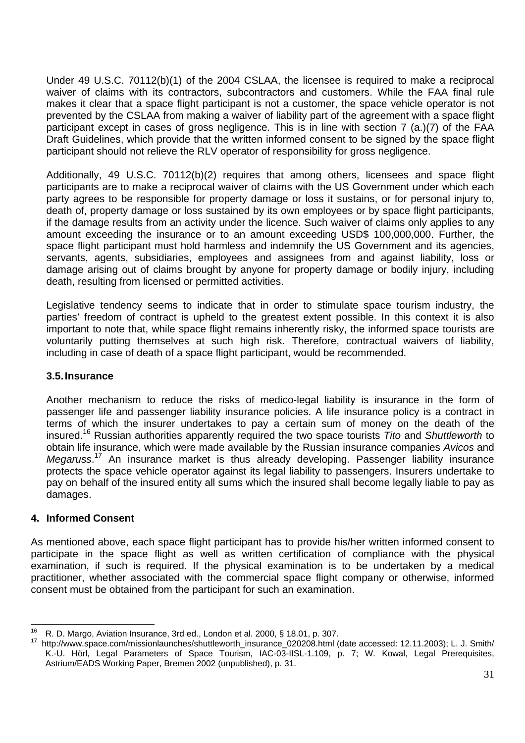Under 49 U.S.C. 70112(b)(1) of the 2004 CSLAA, the licensee is required to make a reciprocal waiver of claims with its contractors, subcontractors and customers. While the FAA final rule makes it clear that a space flight participant is not a customer, the space vehicle operator is not prevented by the CSLAA from making a waiver of liability part of the agreement with a space flight participant except in cases of gross negligence. This is in line with section 7 (a.)(7) of the FAA Draft Guidelines, which provide that the written informed consent to be signed by the space flight participant should not relieve the RLV operator of responsibility for gross negligence.

Additionally, 49 U.S.C. 70112(b)(2) requires that among others, licensees and space flight participants are to make a reciprocal waiver of claims with the US Government under which each party agrees to be responsible for property damage or loss it sustains, or for personal injury to, death of, property damage or loss sustained by its own employees or by space flight participants, if the damage results from an activity under the licence. Such waiver of claims only applies to any amount exceeding the insurance or to an amount exceeding USD$ 100,000,000. Further, the space flight participant must hold harmless and indemnify the US Government and its agencies, servants, agents, subsidiaries, employees and assignees from and against liability, loss or damage arising out of claims brought by anyone for property damage or bodily injury, including death, resulting from licensed or permitted activities.

Legislative tendency seems to indicate that in order to stimulate space tourism industry, the parties' freedom of contract is upheld to the greatest extent possible. In this context it is also important to note that, while space flight remains inherently risky, the informed space tourists are voluntarily putting themselves at such high risk. Therefore, contractual waivers of liability, including in case of death of a space flight participant, would be recommended.

### 3.5. Insurance

Another mechanism to reduce the risks of medico-legal liability is insurance in the form of passenger life and passenger liability insurance policies. A life insurance policy is a contract in terms of which the insurer undertakes to pay a certain sum of money on the death of the insured.[16] Russian authorities apparently required the two space tourists *Tito* and *Shuttleworth* to obtain life insurance, which were made available by the Russian insurance companies *Avicos* and *Megaruss*.[17] An insurance market is thus already developing. Passenger liability insurance protects the space vehicle operator against its legal liability to passengers. Insurers undertake to pay on behalf of the insured entity all sums which the insured shall become legally liable to pay as damages.

## 4. Informed Consent

As mentioned above, each space flight participant has to provide his/her written informed consent to participate in the space flight as well as written certification of compliance with the physical examination, if such is required. If the physical examination is to be undertaken by a medical practitioner, whether associated with the commercial space flight company or otherwise, informed consent must be obtained from the participant for such an examination.

---

[16] R. D. Margo, Aviation Insurance, 3rd ed., London et al. 2000, § 18.01, p. 307.

[17] http://www.space.com/missionlaunches/shuttleworth_insurance_020208.html (date accessed: 12.11.2003); L. J. Smith/ K.-U. Hörl, Legal Parameters of Space Tourism, IAC-03-IISL-1.109, p. 7; W. Kowal, Legal Prerequisites, Astrium/EADS Working Paper, Bremen 2002 (unpublished), p. 31.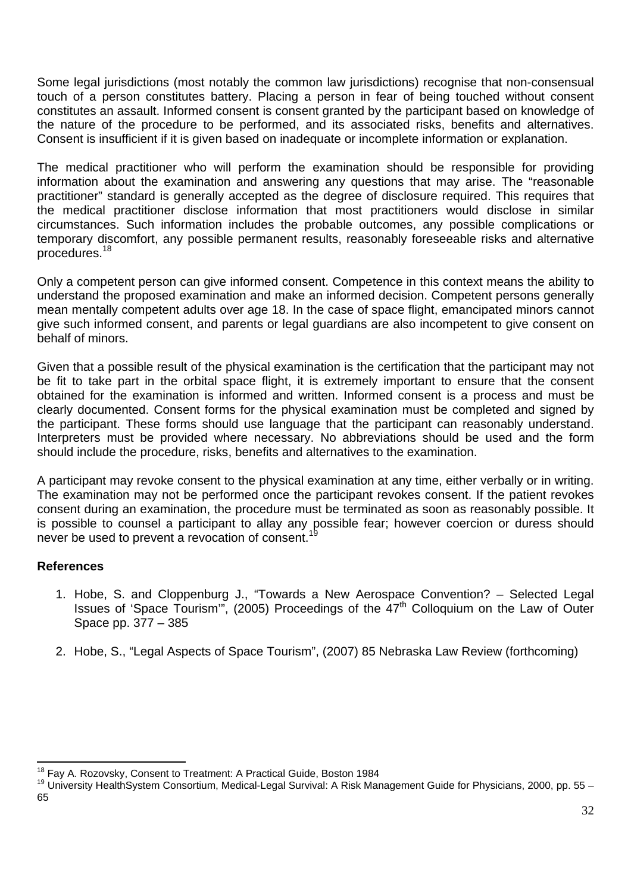Some legal jurisdictions (most notably the common law jurisdictions) recognise that non-consensual touch of a person constitutes battery. Placing a person in fear of being touched without consent constitutes an assault. Informed consent is consent granted by the participant based on knowledge of the nature of the procedure to be performed, and its associated risks, benefits and alternatives. Consent is insufficient if it is given based on inadequate or incomplete information or explanation.

The medical practitioner who will perform the examination should be responsible for providing information about the examination and answering any questions that may arise. The "reasonable practitioner" standard is generally accepted as the degree of disclosure required. This requires that the medical practitioner disclose information that most practitioners would disclose in similar circumstances. Such information includes the probable outcomes, any possible complications or temporary discomfort, any possible permanent results, reasonably foreseeable risks and alternative procedures.[18]

Only a competent person can give informed consent. Competence in this context means the ability to understand the proposed examination and make an informed decision. Competent persons generally mean mentally competent adults over age 18. In the case of space flight, emancipated minors cannot give such informed consent, and parents or legal guardians are also incompetent to give consent on behalf of minors.

Given that a possible result of the physical examination is the certification that the participant may not be fit to take part in the orbital space flight, it is extremely important to ensure that the consent obtained for the examination is informed and written. Informed consent is a process and must be clearly documented. Consent forms for the physical examination must be completed and signed by the participant. These forms should use language that the participant can reasonably understand. Interpreters must be provided where necessary. No abbreviations should be used and the form should include the procedure, risks, benefits and alternatives to the examination.

A participant may revoke consent to the physical examination at any time, either verbally or in writing. The examination may not be performed once the participant revokes consent. If the patient revokes consent during an examination, the procedure must be terminated as soon as reasonably possible. It is possible to counsel a participant to allay any possible fear; however coercion or duress should never be used to prevent a revocation of consent.[19]

**References**

1. Hobe, S. and Cloppenburg J., "Towards a New Aerospace Convention? – Selected Legal Issues of 'Space Tourism'", (2005) Proceedings of the 47th Colloquium on the Law of Outer Space pp. 377 – 385

2. Hobe, S., "Legal Aspects of Space Tourism", (2007) 85 Nebraska Law Review (forthcoming)

---

[18] Fay A. Rozovsky, Consent to Treatment: A Practical Guide, Boston 1984

[19] University HealthSystem Consortium, Medical-Legal Survival: A Risk Management Guide for Physicians, 2000, pp. 55 – 65